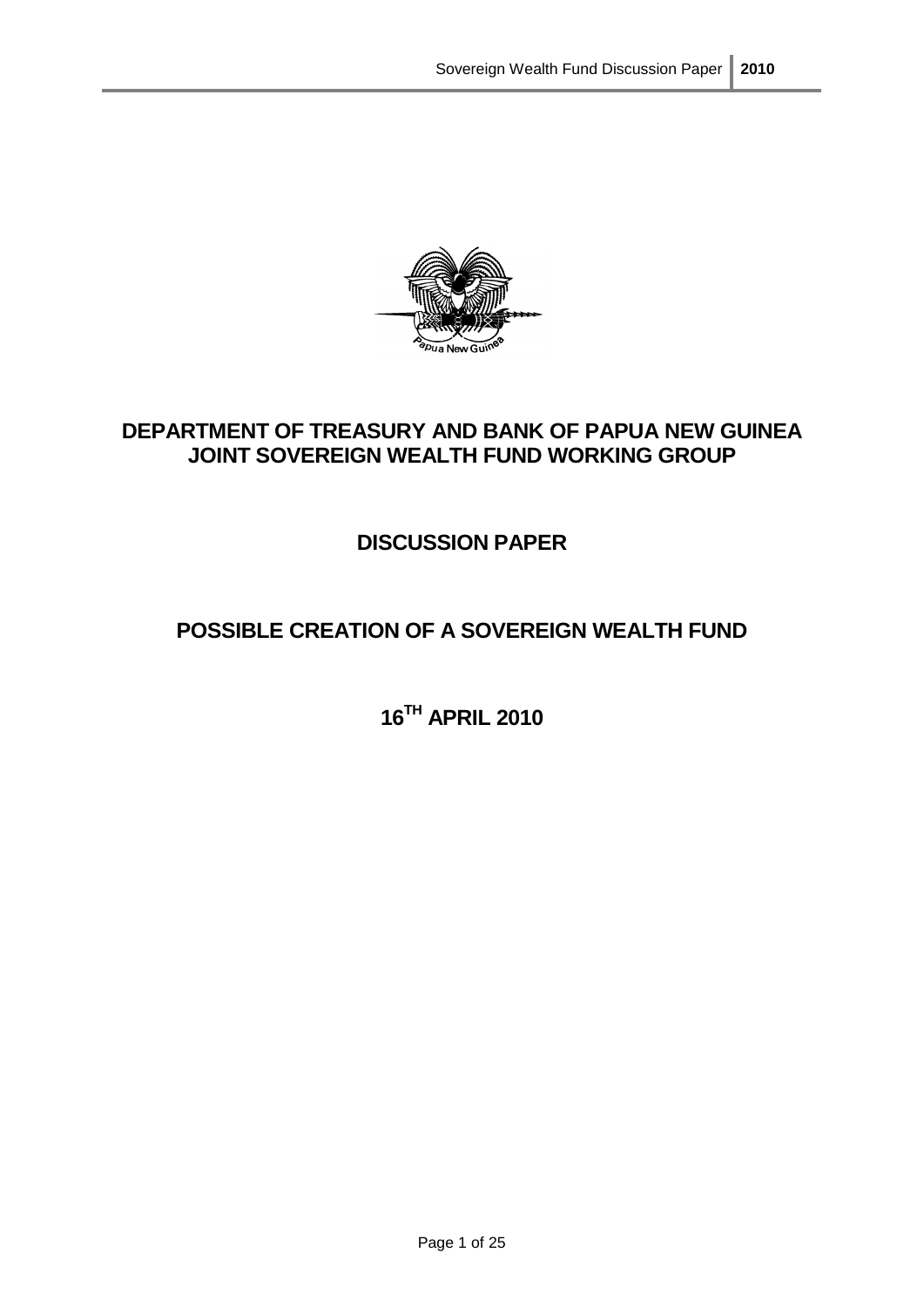**DEPARTMENT OF TREASURY AND BANK OF PAPUA NEW GUINEA JOINT SOVEREIGN WEALTH FUND WORKING GROUP**

**DISCUSSION PAPER**

**POSSIBLE CREATION OF A SOVEREIGN WEALTH FUND**

**16TH APRIL 2010**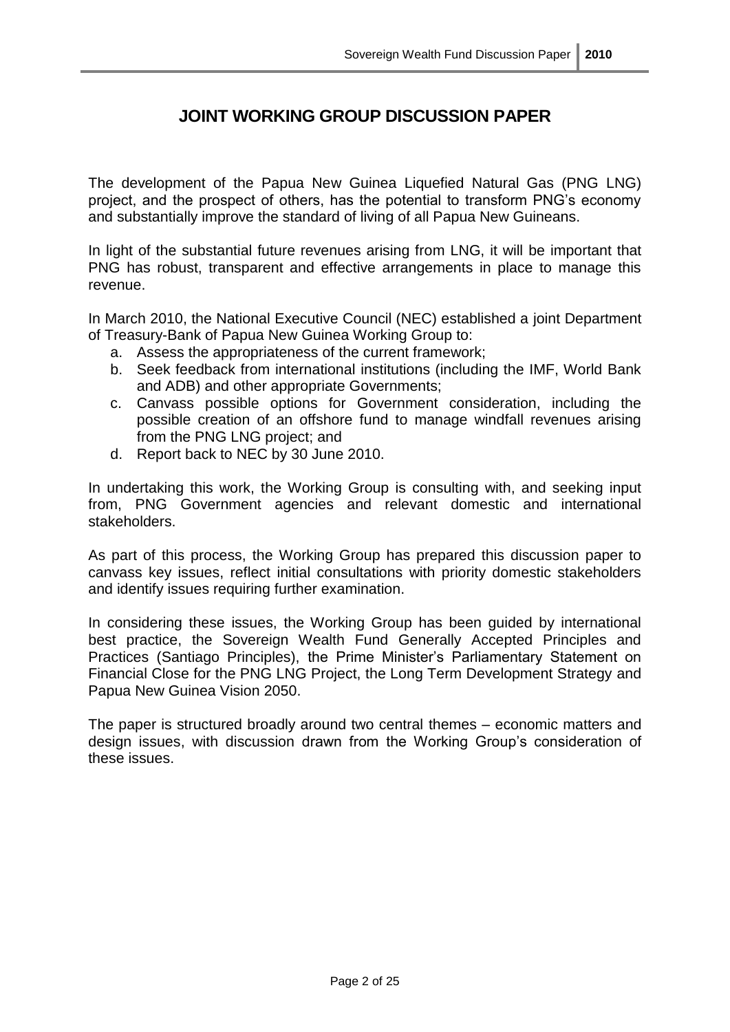# JOINT WORKING GROUP DISCUSSION PAPER

The development of the Papua New Guinea Liquefied Natural Gas (PNG LNG) project, and the prospect of others, has the potential to transform PNG's economy and substantially improve the standard of living of all Papua New Guineans.

In light of the substantial future revenues arising from LNG, it will be important that PNG has robust, transparent and effective arrangements in place to manage this revenue.

In March 2010, the National Executive Council (NEC) established a joint Department of Treasury-Bank of Papua New Guinea Working Group to:

a. Assess the appropriateness of the current framework;
b. Seek feedback from international institutions (including the IMF, World Bank and ADB) and other appropriate Governments;
c. Canvass possible options for Government consideration, including the possible creation of an offshore fund to manage windfall revenues arising from the PNG LNG project; and
d. Report back to NEC by 30 June 2010.

In undertaking this work, the Working Group is consulting with, and seeking input from, PNG Government agencies and relevant domestic and international stakeholders.

As part of this process, the Working Group has prepared this discussion paper to canvass key issues, reflect initial consultations with priority domestic stakeholders and identify issues requiring further examination.

In considering these issues, the Working Group has been guided by international best practice, the Sovereign Wealth Fund Generally Accepted Principles and Practices (Santiago Principles), the Prime Minister's Parliamentary Statement on Financial Close for the PNG LNG Project, the Long Term Development Strategy and Papua New Guinea Vision 2050.

The paper is structured broadly around two central themes – economic matters and design issues, with discussion drawn from the Working Group's consideration of these issues.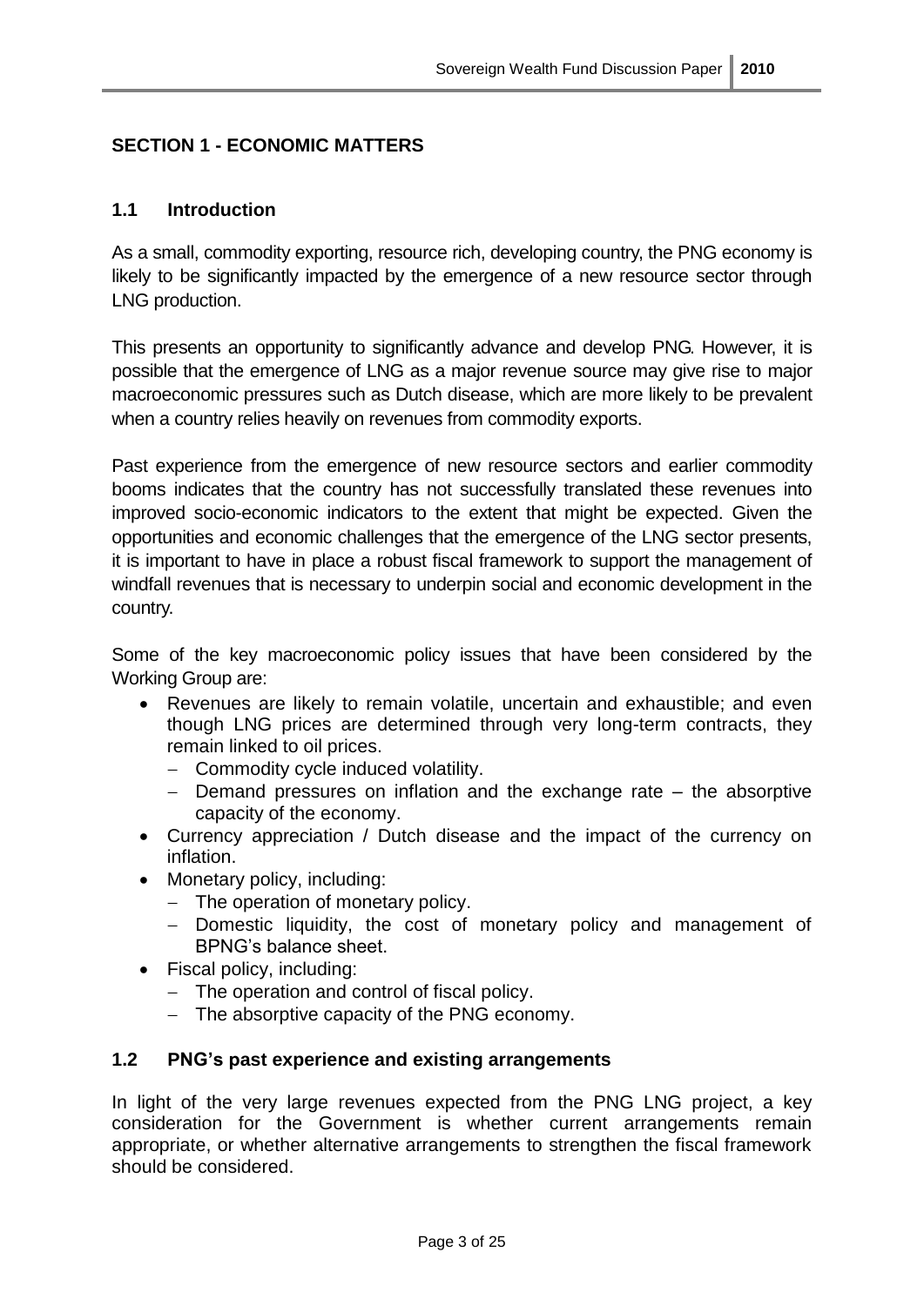## SECTION 1 - ECONOMIC MATTERS

### 1.1 Introduction

As a small, commodity exporting, resource rich, developing country, the PNG economy is likely to be significantly impacted by the emergence of a new resource sector through LNG production.

This presents an opportunity to significantly advance and develop PNG. However, it is possible that the emergence of LNG as a major revenue source may give rise to major macroeconomic pressures such as Dutch disease, which are more likely to be prevalent when a country relies heavily on revenues from commodity exports.

Past experience from the emergence of new resource sectors and earlier commodity booms indicates that the country has not successfully translated these revenues into improved socio-economic indicators to the extent that might be expected. Given the opportunities and economic challenges that the emergence of the LNG sector presents, it is important to have in place a robust fiscal framework to support the management of windfall revenues that is necessary to underpin social and economic development in the country.

Some of the key macroeconomic policy issues that have been considered by the Working Group are:

- Revenues are likely to remain volatile, uncertain and exhaustible; and even though LNG prices are determined through very long-term contracts, they remain linked to oil prices.
  - Commodity cycle induced volatility.
  - Demand pressures on inflation and the exchange rate – the absorptive capacity of the economy.
- Currency appreciation / Dutch disease and the impact of the currency on inflation.
- Monetary policy, including:
  - The operation of monetary policy.
  - Domestic liquidity, the cost of monetary policy and management of BPNG's balance sheet.
- Fiscal policy, including:
  - The operation and control of fiscal policy.
  - The absorptive capacity of the PNG economy.

### 1.2 PNG's past experience and existing arrangements

In light of the very large revenues expected from the PNG LNG project, a key consideration for the Government is whether current arrangements remain appropriate, or whether alternative arrangements to strengthen the fiscal framework should be considered.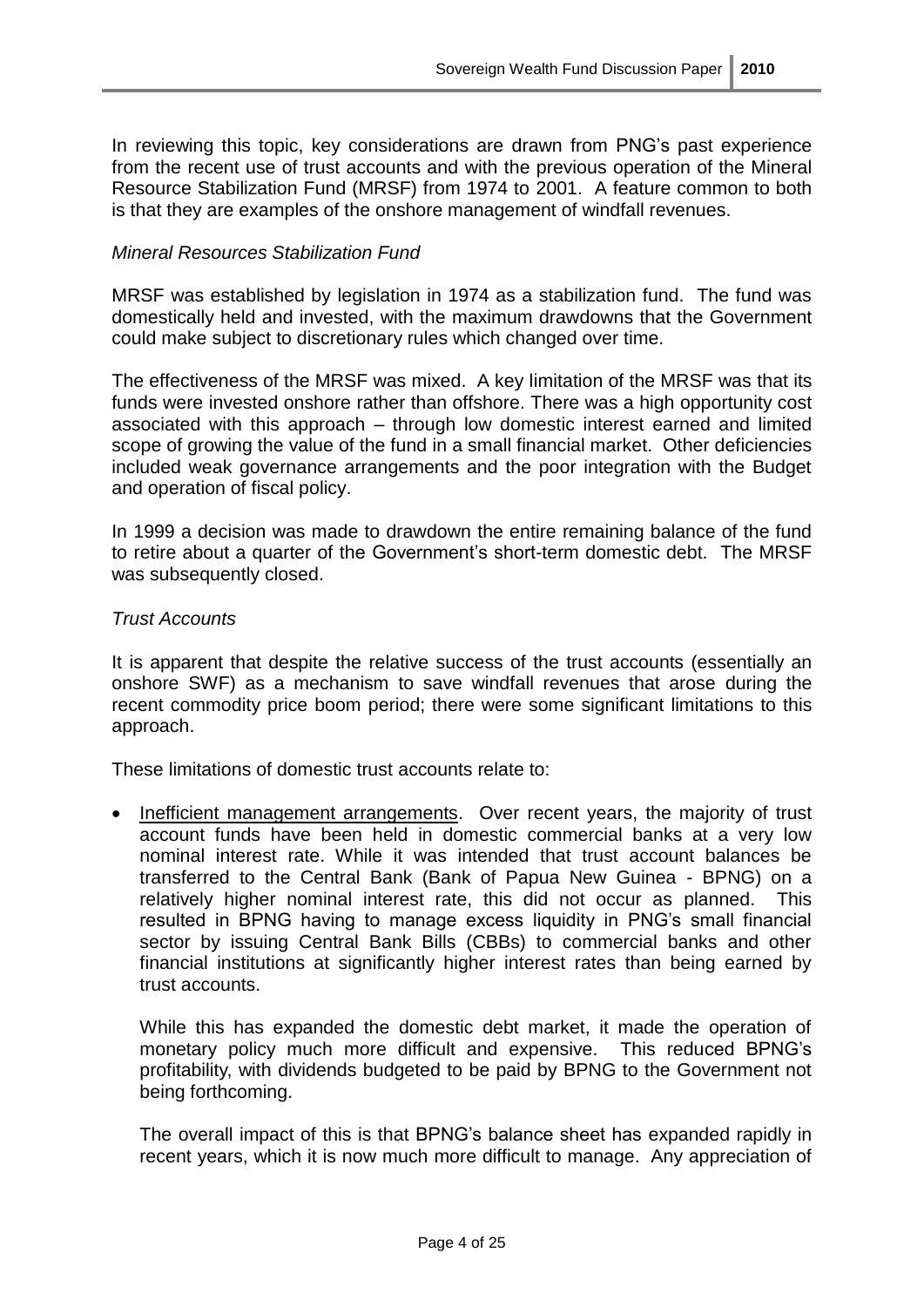In reviewing this topic, key considerations are drawn from PNG's past experience from the recent use of trust accounts and with the previous operation of the Mineral Resource Stabilization Fund (MRSF) from 1974 to 2001. A feature common to both is that they are examples of the onshore management of windfall revenues.

*Mineral Resources Stabilization Fund*

MRSF was established by legislation in 1974 as a stabilization fund. The fund was domestically held and invested, with the maximum drawdowns that the Government could make subject to discretionary rules which changed over time.

The effectiveness of the MRSF was mixed. A key limitation of the MRSF was that its funds were invested onshore rather than offshore. There was a high opportunity cost associated with this approach – through low domestic interest earned and limited scope of growing the value of the fund in a small financial market. Other deficiencies included weak governance arrangements and the poor integration with the Budget and operation of fiscal policy.

In 1999 a decision was made to drawdown the entire remaining balance of the fund to retire about a quarter of the Government's short-term domestic debt. The MRSF was subsequently closed.

*Trust Accounts*

It is apparent that despite the relative success of the trust accounts (essentially an onshore SWF) as a mechanism to save windfall revenues that arose during the recent commodity price boom period; there were some significant limitations to this approach.

These limitations of domestic trust accounts relate to:

- <u>Inefficient management arrangements</u>. Over recent years, the majority of trust account funds have been held in domestic commercial banks at a very low nominal interest rate. While it was intended that trust account balances be transferred to the Central Bank (Bank of Papua New Guinea - BPNG) on a relatively higher nominal interest rate, this did not occur as planned. This resulted in BPNG having to manage excess liquidity in PNG's small financial sector by issuing Central Bank Bills (CBBs) to commercial banks and other financial institutions at significantly higher interest rates than being earned by trust accounts.

  While this has expanded the domestic debt market, it made the operation of monetary policy much more difficult and expensive. This reduced BPNG's profitability, with dividends budgeted to be paid by BPNG to the Government not being forthcoming.

  The overall impact of this is that BPNG's balance sheet has expanded rapidly in recent years, which it is now much more difficult to manage. Any appreciation of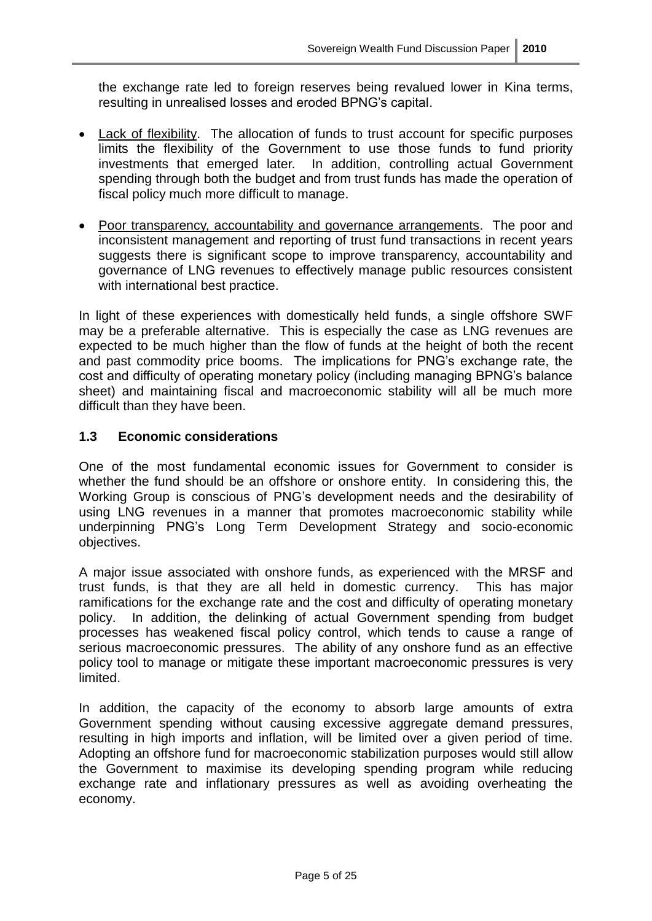the exchange rate led to foreign reserves being revalued lower in Kina terms, resulting in unrealised losses and eroded BPNG's capital.

- Lack of flexibility. The allocation of funds to trust account for specific purposes limits the flexibility of the Government to use those funds to fund priority investments that emerged later. In addition, controlling actual Government spending through both the budget and from trust funds has made the operation of fiscal policy much more difficult to manage.

- Poor transparency, accountability and governance arrangements. The poor and inconsistent management and reporting of trust fund transactions in recent years suggests there is significant scope to improve transparency, accountability and governance of LNG revenues to effectively manage public resources consistent with international best practice.

In light of these experiences with domestically held funds, a single offshore SWF may be a preferable alternative. This is especially the case as LNG revenues are expected to be much higher than the flow of funds at the height of both the recent and past commodity price booms. The implications for PNG's exchange rate, the cost and difficulty of operating monetary policy (including managing BPNG's balance sheet) and maintaining fiscal and macroeconomic stability will all be much more difficult than they have been.

### 1.3 Economic considerations

One of the most fundamental economic issues for Government to consider is whether the fund should be an offshore or onshore entity. In considering this, the Working Group is conscious of PNG's development needs and the desirability of using LNG revenues in a manner that promotes macroeconomic stability while underpinning PNG's Long Term Development Strategy and socio-economic objectives.

A major issue associated with onshore funds, as experienced with the MRSF and trust funds, is that they are all held in domestic currency. This has major ramifications for the exchange rate and the cost and difficulty of operating monetary policy. In addition, the delinking of actual Government spending from budget processes has weakened fiscal policy control, which tends to cause a range of serious macroeconomic pressures. The ability of any onshore fund as an effective policy tool to manage or mitigate these important macroeconomic pressures is very limited.

In addition, the capacity of the economy to absorb large amounts of extra Government spending without causing excessive aggregate demand pressures, resulting in high imports and inflation, will be limited over a given period of time. Adopting an offshore fund for macroeconomic stabilization purposes would still allow the Government to maximise its developing spending program while reducing exchange rate and inflationary pressures as well as avoiding overheating the economy.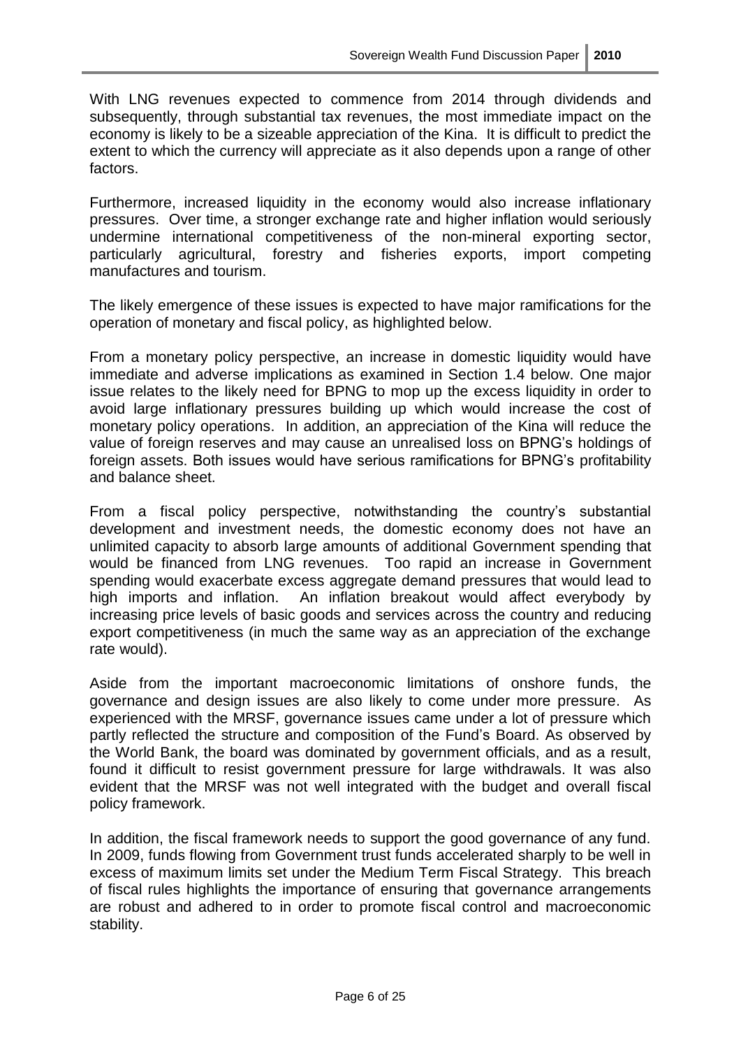With LNG revenues expected to commence from 2014 through dividends and subsequently, through substantial tax revenues, the most immediate impact on the economy is likely to be a sizeable appreciation of the Kina. It is difficult to predict the extent to which the currency will appreciate as it also depends upon a range of other factors.

Furthermore, increased liquidity in the economy would also increase inflationary pressures. Over time, a stronger exchange rate and higher inflation would seriously undermine international competitiveness of the non-mineral exporting sector, particularly agricultural, forestry and fisheries exports, import competing manufactures and tourism.

The likely emergence of these issues is expected to have major ramifications for the operation of monetary and fiscal policy, as highlighted below.

From a monetary policy perspective, an increase in domestic liquidity would have immediate and adverse implications as examined in Section 1.4 below. One major issue relates to the likely need for BPNG to mop up the excess liquidity in order to avoid large inflationary pressures building up which would increase the cost of monetary policy operations. In addition, an appreciation of the Kina will reduce the value of foreign reserves and may cause an unrealised loss on BPNG's holdings of foreign assets. Both issues would have serious ramifications for BPNG's profitability and balance sheet.

From a fiscal policy perspective, notwithstanding the country's substantial development and investment needs, the domestic economy does not have an unlimited capacity to absorb large amounts of additional Government spending that would be financed from LNG revenues. Too rapid an increase in Government spending would exacerbate excess aggregate demand pressures that would lead to high imports and inflation. An inflation breakout would affect everybody by increasing price levels of basic goods and services across the country and reducing export competitiveness (in much the same way as an appreciation of the exchange rate would).

Aside from the important macroeconomic limitations of onshore funds, the governance and design issues are also likely to come under more pressure. As experienced with the MRSF, governance issues came under a lot of pressure which partly reflected the structure and composition of the Fund's Board. As observed by the World Bank, the board was dominated by government officials, and as a result, found it difficult to resist government pressure for large withdrawals. It was also evident that the MRSF was not well integrated with the budget and overall fiscal policy framework.

In addition, the fiscal framework needs to support the good governance of any fund. In 2009, funds flowing from Government trust funds accelerated sharply to be well in excess of maximum limits set under the Medium Term Fiscal Strategy. This breach of fiscal rules highlights the importance of ensuring that governance arrangements are robust and adhered to in order to promote fiscal control and macroeconomic stability.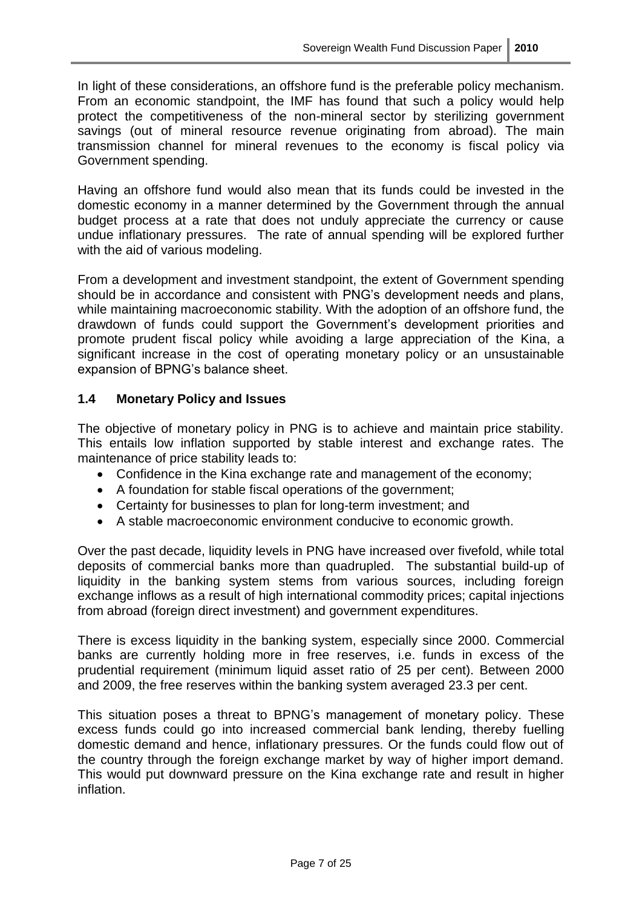In light of these considerations, an offshore fund is the preferable policy mechanism. From an economic standpoint, the IMF has found that such a policy would help protect the competitiveness of the non-mineral sector by sterilizing government savings (out of mineral resource revenue originating from abroad). The main transmission channel for mineral revenues to the economy is fiscal policy via Government spending.

Having an offshore fund would also mean that its funds could be invested in the domestic economy in a manner determined by the Government through the annual budget process at a rate that does not unduly appreciate the currency or cause undue inflationary pressures. The rate of annual spending will be explored further with the aid of various modeling.

From a development and investment standpoint, the extent of Government spending should be in accordance and consistent with PNG's development needs and plans, while maintaining macroeconomic stability. With the adoption of an offshore fund, the drawdown of funds could support the Government's development priorities and promote prudent fiscal policy while avoiding a large appreciation of the Kina, a significant increase in the cost of operating monetary policy or an unsustainable expansion of BPNG's balance sheet.

### 1.4 Monetary Policy and Issues

The objective of monetary policy in PNG is to achieve and maintain price stability. This entails low inflation supported by stable interest and exchange rates. The maintenance of price stability leads to:

- Confidence in the Kina exchange rate and management of the economy;
- A foundation for stable fiscal operations of the government;
- Certainty for businesses to plan for long-term investment; and
- A stable macroeconomic environment conducive to economic growth.

Over the past decade, liquidity levels in PNG have increased over fivefold, while total deposits of commercial banks more than quadrupled. The substantial build-up of liquidity in the banking system stems from various sources, including foreign exchange inflows as a result of high international commodity prices; capital injections from abroad (foreign direct investment) and government expenditures.

There is excess liquidity in the banking system, especially since 2000. Commercial banks are currently holding more in free reserves, i.e. funds in excess of the prudential requirement (minimum liquid asset ratio of 25 per cent). Between 2000 and 2009, the free reserves within the banking system averaged 23.3 per cent.

This situation poses a threat to BPNG's management of monetary policy. These excess funds could go into increased commercial bank lending, thereby fuelling domestic demand and hence, inflationary pressures. Or the funds could flow out of the country through the foreign exchange market by way of higher import demand. This would put downward pressure on the Kina exchange rate and result in higher inflation.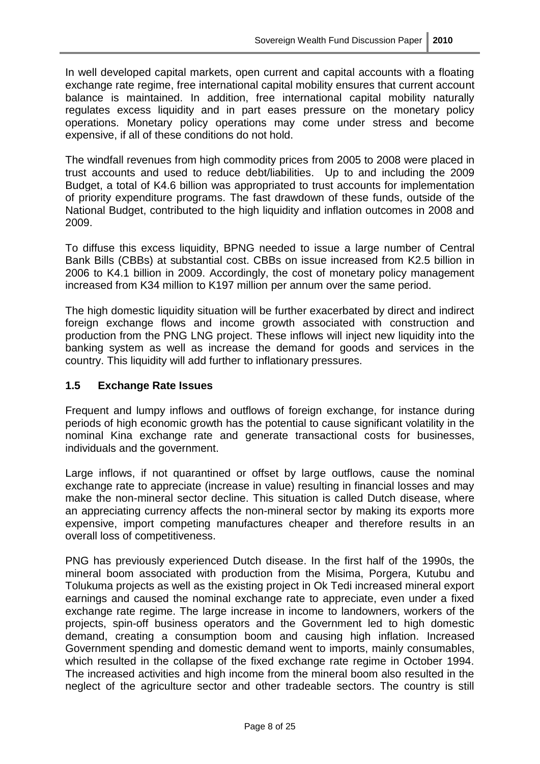In well developed capital markets, open current and capital accounts with a floating exchange rate regime, free international capital mobility ensures that current account balance is maintained. In addition, free international capital mobility naturally regulates excess liquidity and in part eases pressure on the monetary policy operations. Monetary policy operations may come under stress and become expensive, if all of these conditions do not hold.

The windfall revenues from high commodity prices from 2005 to 2008 were placed in trust accounts and used to reduce debt/liabilities. Up to and including the 2009 Budget, a total of K4.6 billion was appropriated to trust accounts for implementation of priority expenditure programs. The fast drawdown of these funds, outside of the National Budget, contributed to the high liquidity and inflation outcomes in 2008 and 2009.

To diffuse this excess liquidity, BPNG needed to issue a large number of Central Bank Bills (CBBs) at substantial cost. CBBs on issue increased from K2.5 billion in 2006 to K4.1 billion in 2009. Accordingly, the cost of monetary policy management increased from K34 million to K197 million per annum over the same period.

The high domestic liquidity situation will be further exacerbated by direct and indirect foreign exchange flows and income growth associated with construction and production from the PNG LNG project. These inflows will inject new liquidity into the banking system as well as increase the demand for goods and services in the country. This liquidity will add further to inflationary pressures.

### 1.5 Exchange Rate Issues

Frequent and lumpy inflows and outflows of foreign exchange, for instance during periods of high economic growth has the potential to cause significant volatility in the nominal Kina exchange rate and generate transactional costs for businesses, individuals and the government.

Large inflows, if not quarantined or offset by large outflows, cause the nominal exchange rate to appreciate (increase in value) resulting in financial losses and may make the non-mineral sector decline. This situation is called Dutch disease, where an appreciating currency affects the non-mineral sector by making its exports more expensive, import competing manufactures cheaper and therefore results in an overall loss of competitiveness.

PNG has previously experienced Dutch disease. In the first half of the 1990s, the mineral boom associated with production from the Misima, Porgera, Kutubu and Tolukuma projects as well as the existing project in Ok Tedi increased mineral export earnings and caused the nominal exchange rate to appreciate, even under a fixed exchange rate regime. The large increase in income to landowners, workers of the projects, spin-off business operators and the Government led to high domestic demand, creating a consumption boom and causing high inflation. Increased Government spending and domestic demand went to imports, mainly consumables, which resulted in the collapse of the fixed exchange rate regime in October 1994. The increased activities and high income from the mineral boom also resulted in the neglect of the agriculture sector and other tradeable sectors. The country is still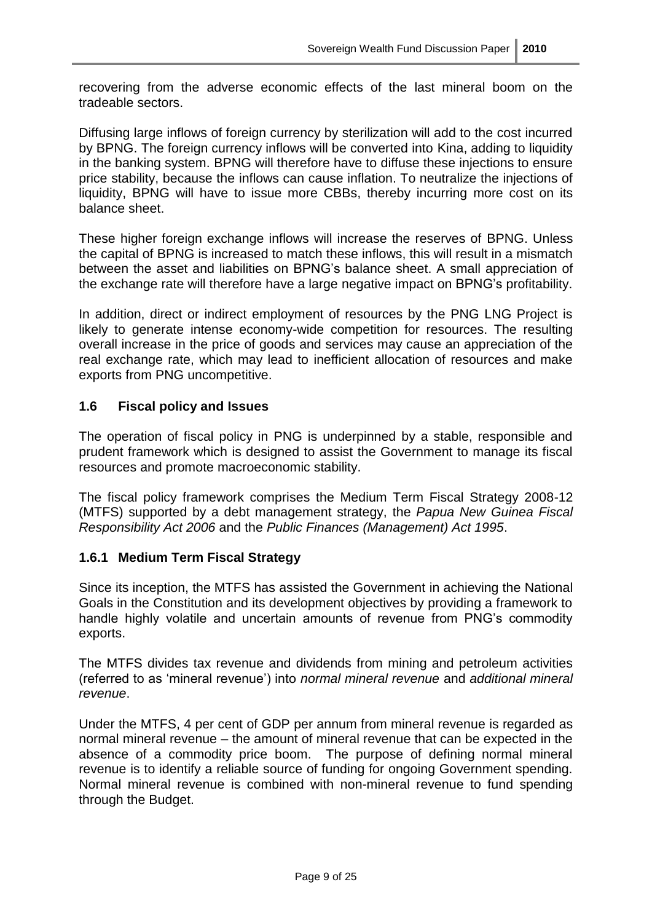recovering from the adverse economic effects of the last mineral boom on the tradeable sectors.

Diffusing large inflows of foreign currency by sterilization will add to the cost incurred by BPNG. The foreign currency inflows will be converted into Kina, adding to liquidity in the banking system. BPNG will therefore have to diffuse these injections to ensure price stability, because the inflows can cause inflation. To neutralize the injections of liquidity, BPNG will have to issue more CBBs, thereby incurring more cost on its balance sheet.

These higher foreign exchange inflows will increase the reserves of BPNG. Unless the capital of BPNG is increased to match these inflows, this will result in a mismatch between the asset and liabilities on BPNG's balance sheet. A small appreciation of the exchange rate will therefore have a large negative impact on BPNG's profitability.

In addition, direct or indirect employment of resources by the PNG LNG Project is likely to generate intense economy-wide competition for resources. The resulting overall increase in the price of goods and services may cause an appreciation of the real exchange rate, which may lead to inefficient allocation of resources and make exports from PNG uncompetitive.

## 1.6 Fiscal policy and Issues

The operation of fiscal policy in PNG is underpinned by a stable, responsible and prudent framework which is designed to assist the Government to manage its fiscal resources and promote macroeconomic stability.

The fiscal policy framework comprises the Medium Term Fiscal Strategy 2008-12 (MTFS) supported by a debt management strategy, the *Papua New Guinea Fiscal Responsibility Act 2006* and the *Public Finances (Management) Act 1995*.

### 1.6.1 Medium Term Fiscal Strategy

Since its inception, the MTFS has assisted the Government in achieving the National Goals in the Constitution and its development objectives by providing a framework to handle highly volatile and uncertain amounts of revenue from PNG's commodity exports.

The MTFS divides tax revenue and dividends from mining and petroleum activities (referred to as 'mineral revenue') into *normal mineral revenue* and *additional mineral revenue*.

Under the MTFS, 4 per cent of GDP per annum from mineral revenue is regarded as normal mineral revenue – the amount of mineral revenue that can be expected in the absence of a commodity price boom. The purpose of defining normal mineral revenue is to identify a reliable source of funding for ongoing Government spending. Normal mineral revenue is combined with non-mineral revenue to fund spending through the Budget.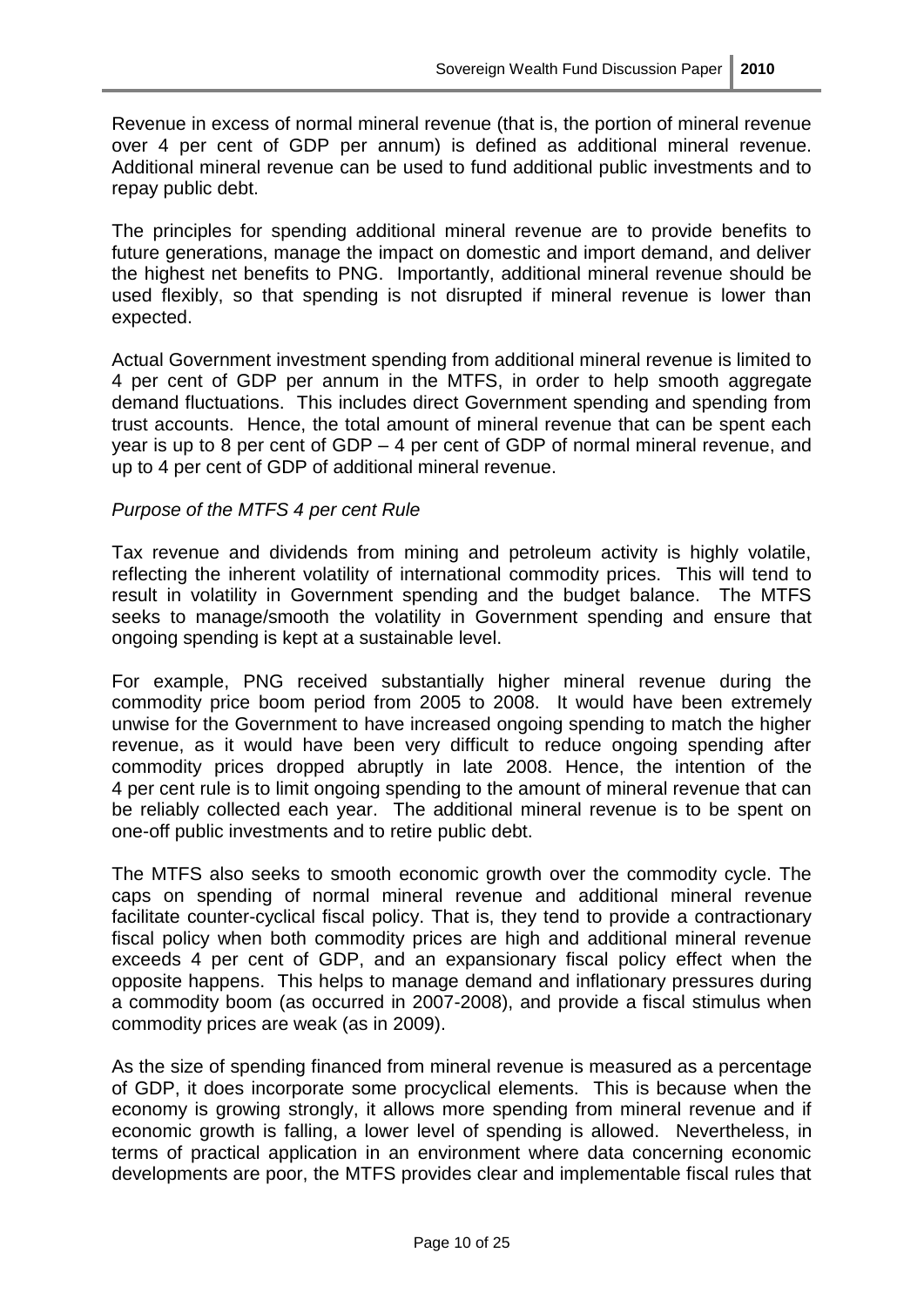Revenue in excess of normal mineral revenue (that is, the portion of mineral revenue over 4 per cent of GDP per annum) is defined as additional mineral revenue. Additional mineral revenue can be used to fund additional public investments and to repay public debt.

The principles for spending additional mineral revenue are to provide benefits to future generations, manage the impact on domestic and import demand, and deliver the highest net benefits to PNG. Importantly, additional mineral revenue should be used flexibly, so that spending is not disrupted if mineral revenue is lower than expected.

Actual Government investment spending from additional mineral revenue is limited to 4 per cent of GDP per annum in the MTFS, in order to help smooth aggregate demand fluctuations. This includes direct Government spending and spending from trust accounts. Hence, the total amount of mineral revenue that can be spent each year is up to 8 per cent of GDP – 4 per cent of GDP of normal mineral revenue, and up to 4 per cent of GDP of additional mineral revenue.

*Purpose of the MTFS 4 per cent Rule*

Tax revenue and dividends from mining and petroleum activity is highly volatile, reflecting the inherent volatility of international commodity prices. This will tend to result in volatility in Government spending and the budget balance. The MTFS seeks to manage/smooth the volatility in Government spending and ensure that ongoing spending is kept at a sustainable level.

For example, PNG received substantially higher mineral revenue during the commodity price boom period from 2005 to 2008. It would have been extremely unwise for the Government to have increased ongoing spending to match the higher revenue, as it would have been very difficult to reduce ongoing spending after commodity prices dropped abruptly in late 2008. Hence, the intention of the 4 per cent rule is to limit ongoing spending to the amount of mineral revenue that can be reliably collected each year. The additional mineral revenue is to be spent on one-off public investments and to retire public debt.

The MTFS also seeks to smooth economic growth over the commodity cycle. The caps on spending of normal mineral revenue and additional mineral revenue facilitate counter-cyclical fiscal policy. That is, they tend to provide a contractionary fiscal policy when both commodity prices are high and additional mineral revenue exceeds 4 per cent of GDP, and an expansionary fiscal policy effect when the opposite happens. This helps to manage demand and inflationary pressures during a commodity boom (as occurred in 2007-2008), and provide a fiscal stimulus when commodity prices are weak (as in 2009).

As the size of spending financed from mineral revenue is measured as a percentage of GDP, it does incorporate some procyclical elements. This is because when the economy is growing strongly, it allows more spending from mineral revenue and if economic growth is falling, a lower level of spending is allowed. Nevertheless, in terms of practical application in an environment where data concerning economic developments are poor, the MTFS provides clear and implementable fiscal rules that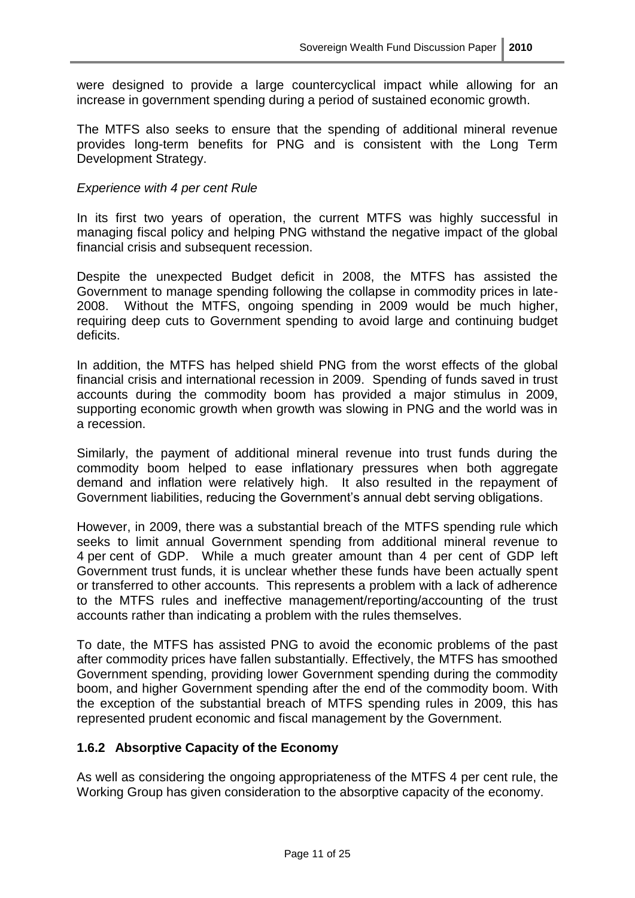were designed to provide a large countercyclical impact while allowing for an increase in government spending during a period of sustained economic growth.

The MTFS also seeks to ensure that the spending of additional mineral revenue provides long-term benefits for PNG and is consistent with the Long Term Development Strategy.

*Experience with 4 per cent Rule*

In its first two years of operation, the current MTFS was highly successful in managing fiscal policy and helping PNG withstand the negative impact of the global financial crisis and subsequent recession.

Despite the unexpected Budget deficit in 2008, the MTFS has assisted the Government to manage spending following the collapse in commodity prices in late-2008. Without the MTFS, ongoing spending in 2009 would be much higher, requiring deep cuts to Government spending to avoid large and continuing budget deficits.

In addition, the MTFS has helped shield PNG from the worst effects of the global financial crisis and international recession in 2009. Spending of funds saved in trust accounts during the commodity boom has provided a major stimulus in 2009, supporting economic growth when growth was slowing in PNG and the world was in a recession.

Similarly, the payment of additional mineral revenue into trust funds during the commodity boom helped to ease inflationary pressures when both aggregate demand and inflation were relatively high. It also resulted in the repayment of Government liabilities, reducing the Government's annual debt serving obligations.

However, in 2009, there was a substantial breach of the MTFS spending rule which seeks to limit annual Government spending from additional mineral revenue to 4 per cent of GDP. While a much greater amount than 4 per cent of GDP left Government trust funds, it is unclear whether these funds have been actually spent or transferred to other accounts. This represents a problem with a lack of adherence to the MTFS rules and ineffective management/reporting/accounting of the trust accounts rather than indicating a problem with the rules themselves.

To date, the MTFS has assisted PNG to avoid the economic problems of the past after commodity prices have fallen substantially. Effectively, the MTFS has smoothed Government spending, providing lower Government spending during the commodity boom, and higher Government spending after the end of the commodity boom. With the exception of the substantial breach of MTFS spending rules in 2009, this has represented prudent economic and fiscal management by the Government.

### 1.6.2 Absorptive Capacity of the Economy

As well as considering the ongoing appropriateness of the MTFS 4 per cent rule, the Working Group has given consideration to the absorptive capacity of the economy.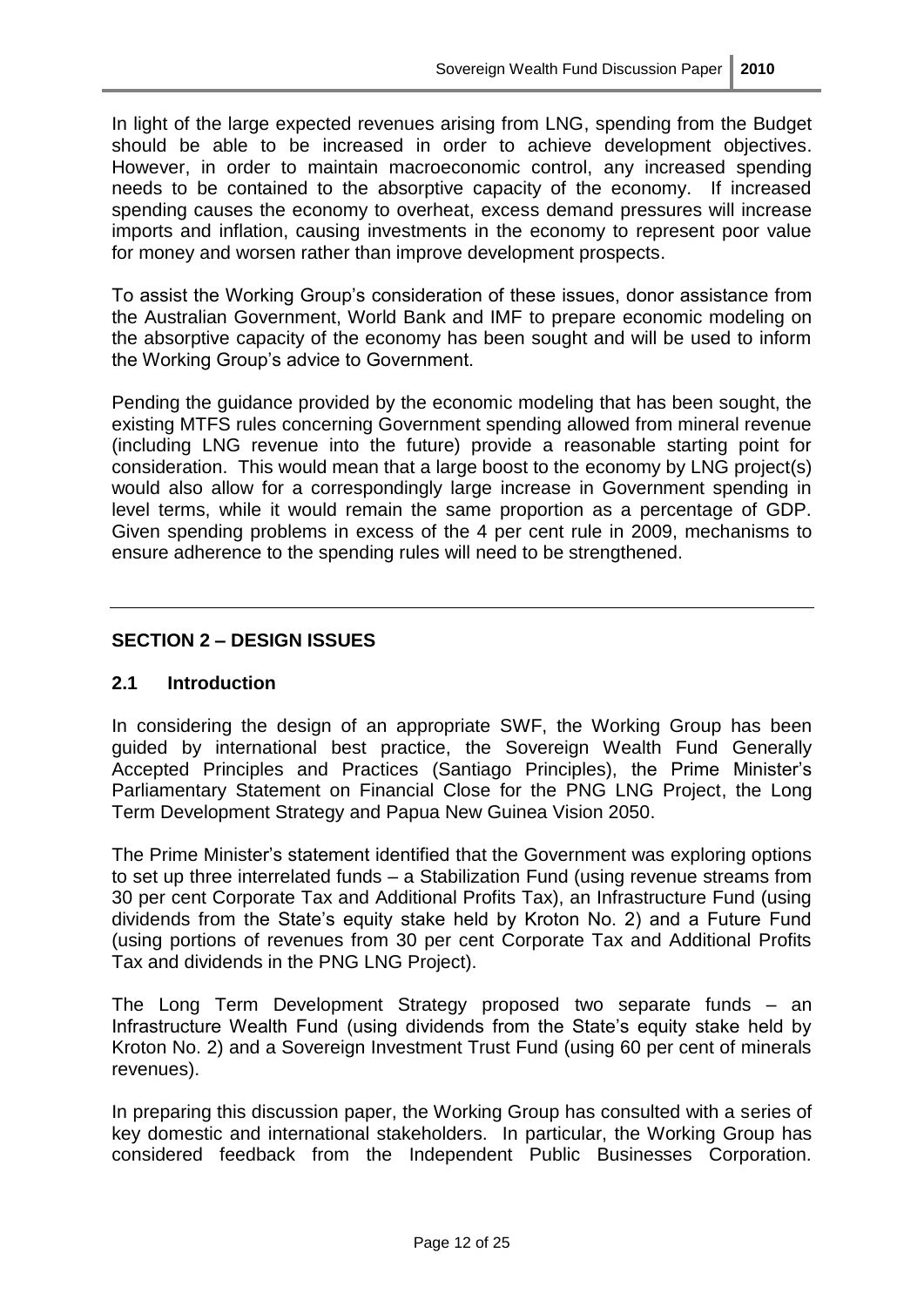In light of the large expected revenues arising from LNG, spending from the Budget should be able to be increased in order to achieve development objectives. However, in order to maintain macroeconomic control, any increased spending needs to be contained to the absorptive capacity of the economy. If increased spending causes the economy to overheat, excess demand pressures will increase imports and inflation, causing investments in the economy to represent poor value for money and worsen rather than improve development prospects.

To assist the Working Group's consideration of these issues, donor assistance from the Australian Government, World Bank and IMF to prepare economic modeling on the absorptive capacity of the economy has been sought and will be used to inform the Working Group's advice to Government.

Pending the guidance provided by the economic modeling that has been sought, the existing MTFS rules concerning Government spending allowed from mineral revenue (including LNG revenue into the future) provide a reasonable starting point for consideration. This would mean that a large boost to the economy by LNG project(s) would also allow for a correspondingly large increase in Government spending in level terms, while it would remain the same proportion as a percentage of GDP. Given spending problems in excess of the 4 per cent rule in 2009, mechanisms to ensure adherence to the spending rules will need to be strengthened.

---

## SECTION 2 – DESIGN ISSUES

### 2.1 Introduction

In considering the design of an appropriate SWF, the Working Group has been guided by international best practice, the Sovereign Wealth Fund Generally Accepted Principles and Practices (Santiago Principles), the Prime Minister's Parliamentary Statement on Financial Close for the PNG LNG Project, the Long Term Development Strategy and Papua New Guinea Vision 2050.

The Prime Minister's statement identified that the Government was exploring options to set up three interrelated funds – a Stabilization Fund (using revenue streams from 30 per cent Corporate Tax and Additional Profits Tax), an Infrastructure Fund (using dividends from the State's equity stake held by Kroton No. 2) and a Future Fund (using portions of revenues from 30 per cent Corporate Tax and Additional Profits Tax and dividends in the PNG LNG Project).

The Long Term Development Strategy proposed two separate funds – an Infrastructure Wealth Fund (using dividends from the State's equity stake held by Kroton No. 2) and a Sovereign Investment Trust Fund (using 60 per cent of minerals revenues).

In preparing this discussion paper, the Working Group has consulted with a series of key domestic and international stakeholders. In particular, the Working Group has considered feedback from the Independent Public Businesses Corporation.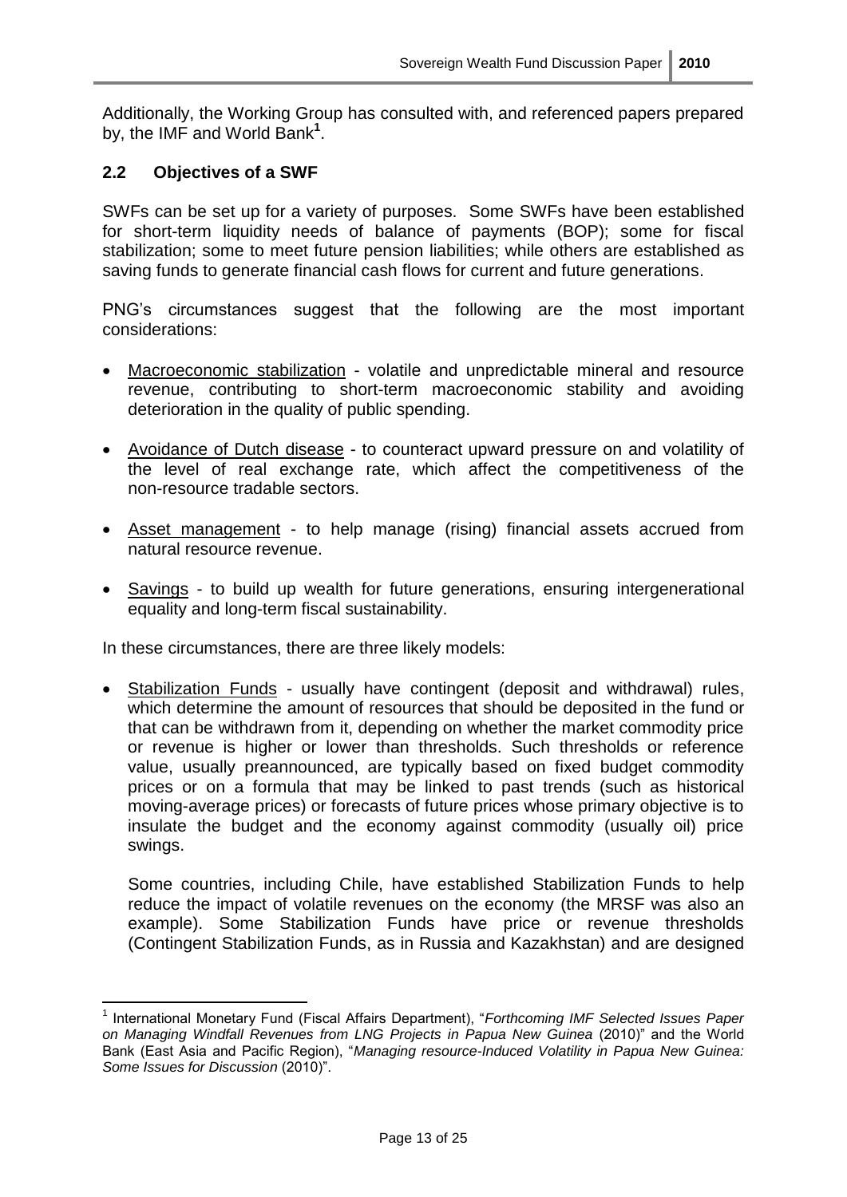Additionally, the Working Group has consulted with, and referenced papers prepared by, the IMF and World Bank[1].

## 2.2 Objectives of a SWF

SWFs can be set up for a variety of purposes. Some SWFs have been established for short-term liquidity needs of balance of payments (BOP); some for fiscal stabilization; some to meet future pension liabilities; while others are established as saving funds to generate financial cash flows for current and future generations.

PNG's circumstances suggest that the following are the most important considerations:

- Macroeconomic stabilization - volatile and unpredictable mineral and resource revenue, contributing to short-term macroeconomic stability and avoiding deterioration in the quality of public spending.
- Avoidance of Dutch disease - to counteract upward pressure on and volatility of the level of real exchange rate, which affect the competitiveness of the non-resource tradable sectors.
- Asset management - to help manage (rising) financial assets accrued from natural resource revenue.
- Savings - to build up wealth for future generations, ensuring intergenerational equality and long-term fiscal sustainability.

In these circumstances, there are three likely models:

- Stabilization Funds - usually have contingent (deposit and withdrawal) rules, which determine the amount of resources that should be deposited in the fund or that can be withdrawn from it, depending on whether the market commodity price or revenue is higher or lower than thresholds. Such thresholds or reference value, usually preannounced, are typically based on fixed budget commodity prices or on a formula that may be linked to past trends (such as historical moving-average prices) or forecasts of future prices whose primary objective is to insulate the budget and the economy against commodity (usually oil) price swings.

  Some countries, including Chile, have established Stabilization Funds to help reduce the impact of volatile revenues on the economy (the MRSF was also an example). Some Stabilization Funds have price or revenue thresholds (Contingent Stabilization Funds, as in Russia and Kazakhstan) and are designed

[1] International Monetary Fund (Fiscal Affairs Department), "*Forthcoming IMF Selected Issues Paper on Managing Windfall Revenues from LNG Projects in Papua New Guinea* (2010)" and the World Bank (East Asia and Pacific Region), "*Managing resource-Induced Volatility in Papua New Guinea: Some Issues for Discussion* (2010)".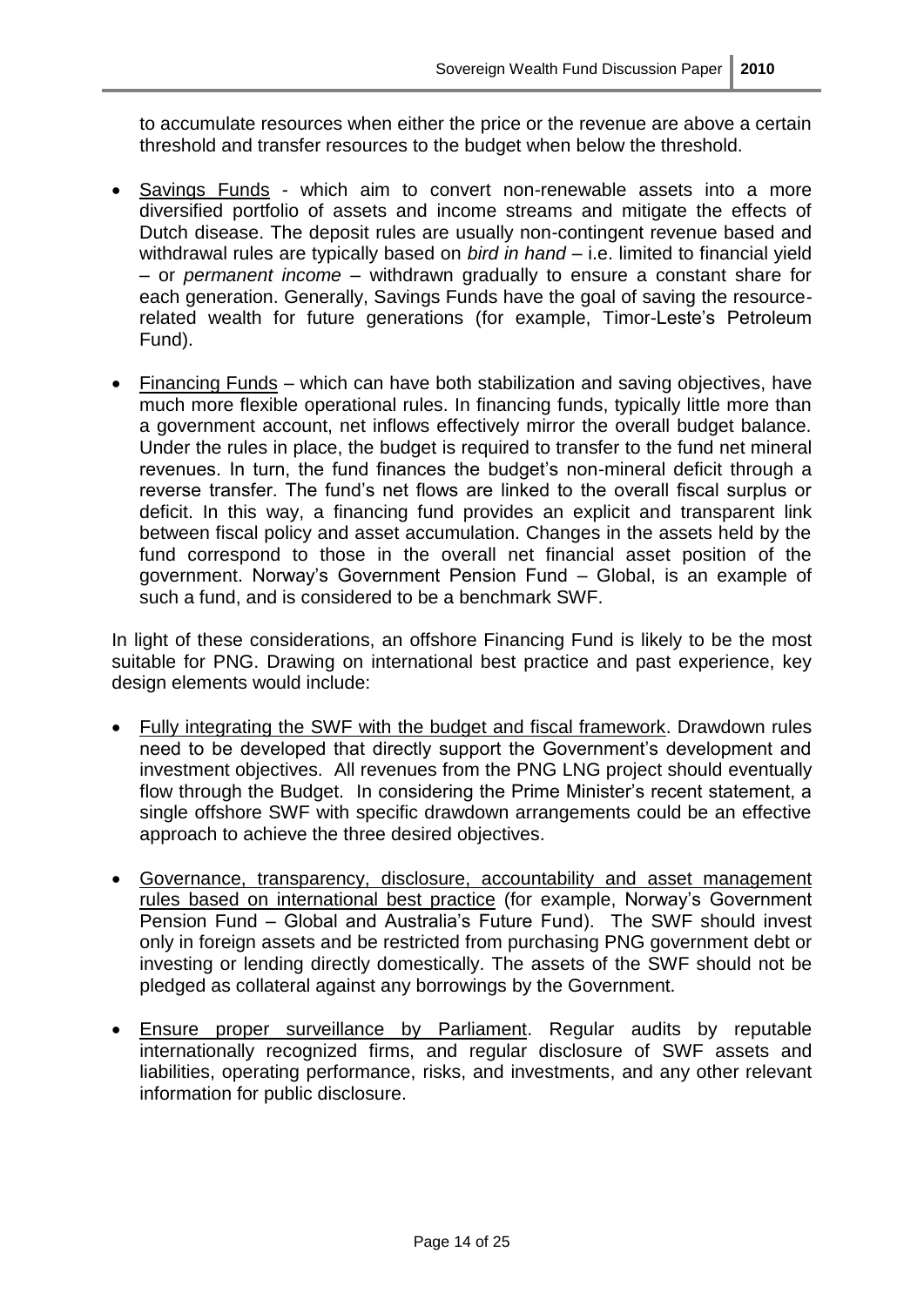to accumulate resources when either the price or the revenue are above a certain threshold and transfer resources to the budget when below the threshold.

- Savings Funds - which aim to convert non-renewable assets into a more diversified portfolio of assets and income streams and mitigate the effects of Dutch disease. The deposit rules are usually non-contingent revenue based and withdrawal rules are typically based on *bird in hand* – i.e. limited to financial yield – or *permanent income* – withdrawn gradually to ensure a constant share for each generation. Generally, Savings Funds have the goal of saving the resource-related wealth for future generations (for example, Timor-Leste's Petroleum Fund).

- Financing Funds – which can have both stabilization and saving objectives, have much more flexible operational rules. In financing funds, typically little more than a government account, net inflows effectively mirror the overall budget balance. Under the rules in place, the budget is required to transfer to the fund net mineral revenues. In turn, the fund finances the budget's non-mineral deficit through a reverse transfer. The fund's net flows are linked to the overall fiscal surplus or deficit. In this way, a financing fund provides an explicit and transparent link between fiscal policy and asset accumulation. Changes in the assets held by the fund correspond to those in the overall net financial asset position of the government. Norway's Government Pension Fund – Global, is an example of such a fund, and is considered to be a benchmark SWF.

In light of these considerations, an offshore Financing Fund is likely to be the most suitable for PNG. Drawing on international best practice and past experience, key design elements would include:

- Fully integrating the SWF with the budget and fiscal framework. Drawdown rules need to be developed that directly support the Government's development and investment objectives. All revenues from the PNG LNG project should eventually flow through the Budget. In considering the Prime Minister's recent statement, a single offshore SWF with specific drawdown arrangements could be an effective approach to achieve the three desired objectives.

- Governance, transparency, disclosure, accountability and asset management rules based on international best practice (for example, Norway's Government Pension Fund – Global and Australia's Future Fund). The SWF should invest only in foreign assets and be restricted from purchasing PNG government debt or investing or lending directly domestically. The assets of the SWF should not be pledged as collateral against any borrowings by the Government.

- Ensure proper surveillance by Parliament. Regular audits by reputable internationally recognized firms, and regular disclosure of SWF assets and liabilities, operating performance, risks, and investments, and any other relevant information for public disclosure.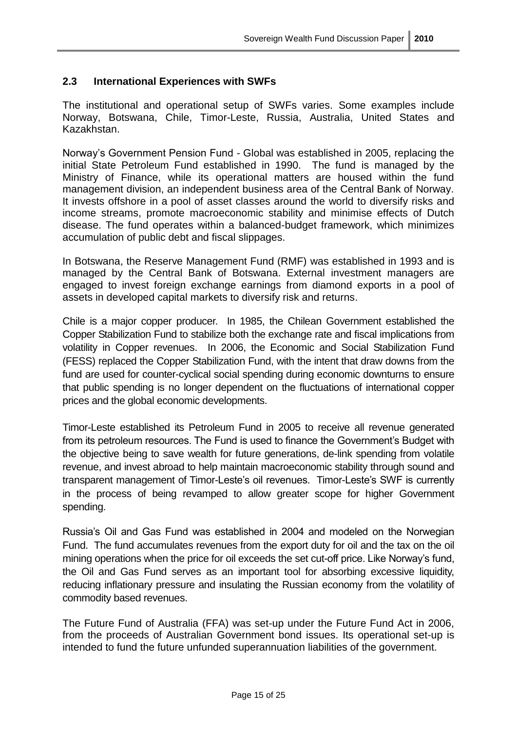### 2.3 International Experiences with SWFs

The institutional and operational setup of SWFs varies. Some examples include Norway, Botswana, Chile, Timor-Leste, Russia, Australia, United States and Kazakhstan.

Norway's Government Pension Fund - Global was established in 2005, replacing the initial State Petroleum Fund established in 1990. The fund is managed by the Ministry of Finance, while its operational matters are housed within the fund management division, an independent business area of the Central Bank of Norway. It invests offshore in a pool of asset classes around the world to diversify risks and income streams, promote macroeconomic stability and minimise effects of Dutch disease. The fund operates within a balanced-budget framework, which minimizes accumulation of public debt and fiscal slippages.

In Botswana, the Reserve Management Fund (RMF) was established in 1993 and is managed by the Central Bank of Botswana. External investment managers are engaged to invest foreign exchange earnings from diamond exports in a pool of assets in developed capital markets to diversify risk and returns.

Chile is a major copper producer. In 1985, the Chilean Government established the Copper Stabilization Fund to stabilize both the exchange rate and fiscal implications from volatility in Copper revenues. In 2006, the Economic and Social Stabilization Fund (FESS) replaced the Copper Stabilization Fund, with the intent that draw downs from the fund are used for counter-cyclical social spending during economic downturns to ensure that public spending is no longer dependent on the fluctuations of international copper prices and the global economic developments.

Timor-Leste established its Petroleum Fund in 2005 to receive all revenue generated from its petroleum resources. The Fund is used to finance the Government's Budget with the objective being to save wealth for future generations, de-link spending from volatile revenue, and invest abroad to help maintain macroeconomic stability through sound and transparent management of Timor-Leste's oil revenues. Timor-Leste's SWF is currently in the process of being revamped to allow greater scope for higher Government spending.

Russia's Oil and Gas Fund was established in 2004 and modeled on the Norwegian Fund. The fund accumulates revenues from the export duty for oil and the tax on the oil mining operations when the price for oil exceeds the set cut-off price. Like Norway's fund, the Oil and Gas Fund serves as an important tool for absorbing excessive liquidity, reducing inflationary pressure and insulating the Russian economy from the volatility of commodity based revenues.

The Future Fund of Australia (FFA) was set-up under the Future Fund Act in 2006, from the proceeds of Australian Government bond issues. Its operational set-up is intended to fund the future unfunded superannuation liabilities of the government.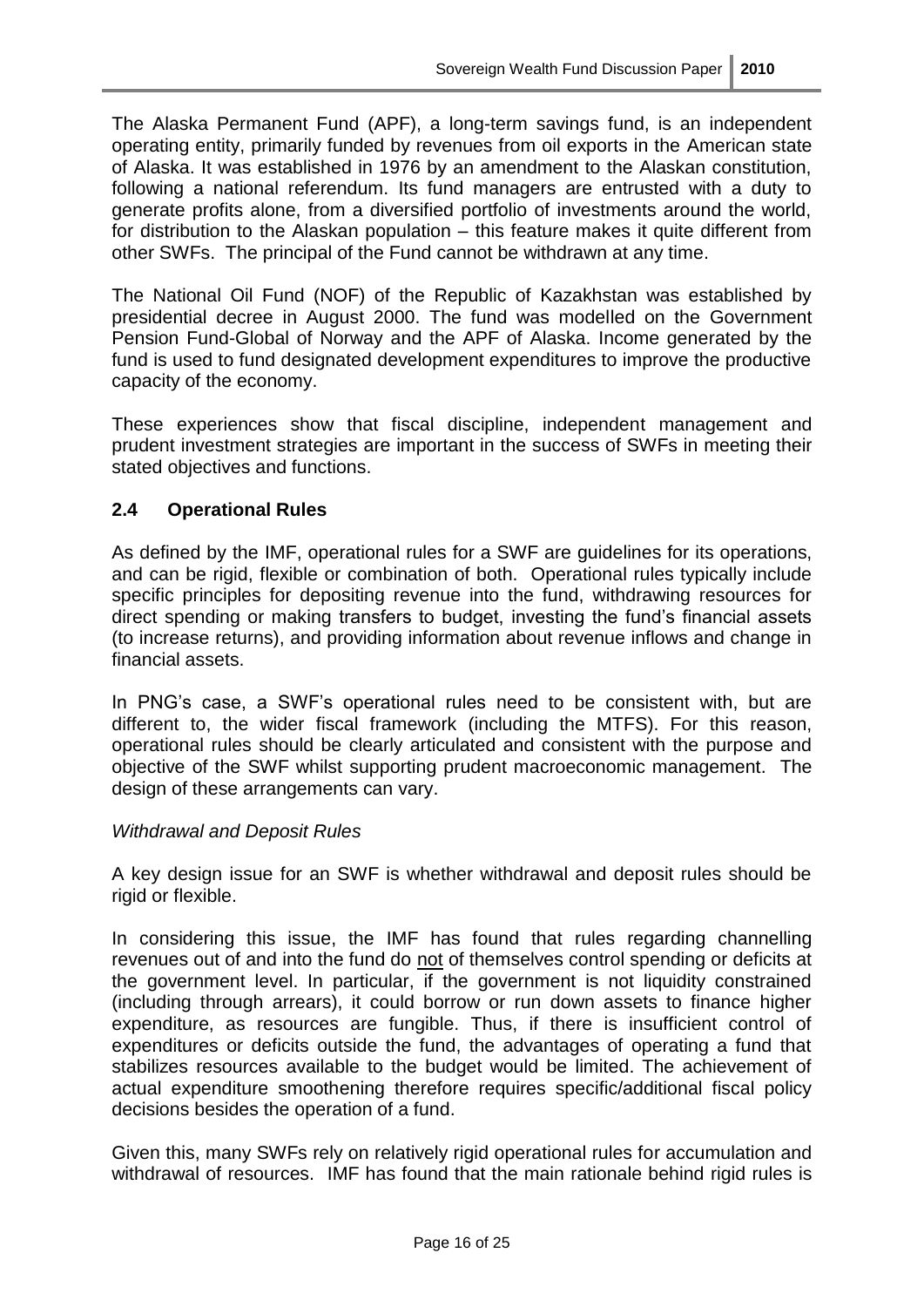The Alaska Permanent Fund (APF), a long-term savings fund, is an independent operating entity, primarily funded by revenues from oil exports in the American state of Alaska. It was established in 1976 by an amendment to the Alaskan constitution, following a national referendum. Its fund managers are entrusted with a duty to generate profits alone, from a diversified portfolio of investments around the world, for distribution to the Alaskan population – this feature makes it quite different from other SWFs. The principal of the Fund cannot be withdrawn at any time.

The National Oil Fund (NOF) of the Republic of Kazakhstan was established by presidential decree in August 2000. The fund was modelled on the Government Pension Fund-Global of Norway and the APF of Alaska. Income generated by the fund is used to fund designated development expenditures to improve the productive capacity of the economy.

These experiences show that fiscal discipline, independent management and prudent investment strategies are important in the success of SWFs in meeting their stated objectives and functions.

## 2.4 Operational Rules

As defined by the IMF, operational rules for a SWF are guidelines for its operations, and can be rigid, flexible or combination of both. Operational rules typically include specific principles for depositing revenue into the fund, withdrawing resources for direct spending or making transfers to budget, investing the fund's financial assets (to increase returns), and providing information about revenue inflows and change in financial assets.

In PNG's case, a SWF's operational rules need to be consistent with, but are different to, the wider fiscal framework (including the MTFS). For this reason, operational rules should be clearly articulated and consistent with the purpose and objective of the SWF whilst supporting prudent macroeconomic management. The design of these arrangements can vary.

*Withdrawal and Deposit Rules*

A key design issue for an SWF is whether withdrawal and deposit rules should be rigid or flexible.

In considering this issue, the IMF has found that rules regarding channelling revenues out of and into the fund do <u>not</u> of themselves control spending or deficits at the government level. In particular, if the government is not liquidity constrained (including through arrears), it could borrow or run down assets to finance higher expenditure, as resources are fungible. Thus, if there is insufficient control of expenditures or deficits outside the fund, the advantages of operating a fund that stabilizes resources available to the budget would be limited. The achievement of actual expenditure smoothening therefore requires specific/additional fiscal policy decisions besides the operation of a fund.

Given this, many SWFs rely on relatively rigid operational rules for accumulation and withdrawal of resources. IMF has found that the main rationale behind rigid rules is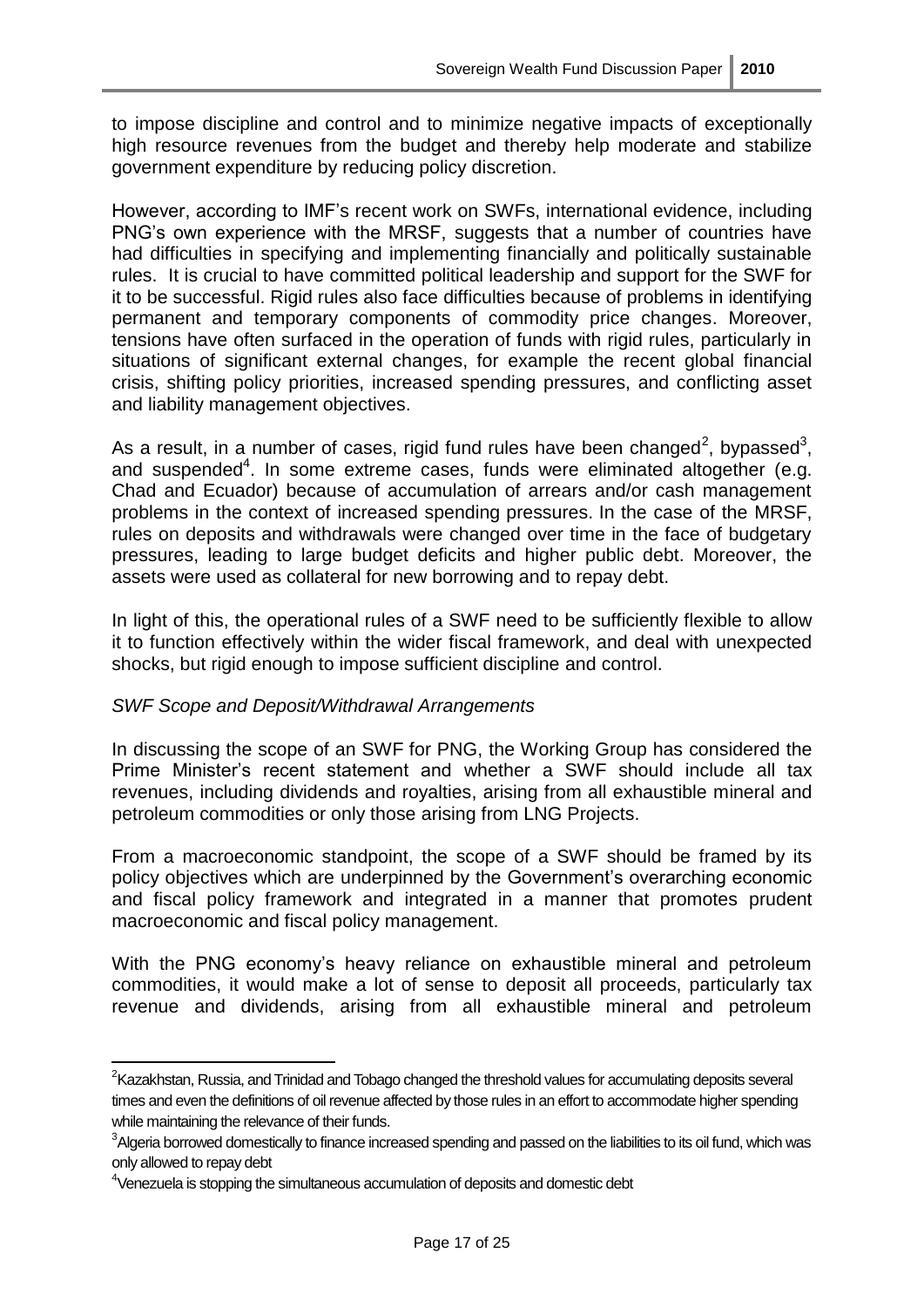to impose discipline and control and to minimize negative impacts of exceptionally high resource revenues from the budget and thereby help moderate and stabilize government expenditure by reducing policy discretion.

However, according to IMF's recent work on SWFs, international evidence, including PNG's own experience with the MRSF, suggests that a number of countries have had difficulties in specifying and implementing financially and politically sustainable rules. It is crucial to have committed political leadership and support for the SWF for it to be successful. Rigid rules also face difficulties because of problems in identifying permanent and temporary components of commodity price changes. Moreover, tensions have often surfaced in the operation of funds with rigid rules, particularly in situations of significant external changes, for example the recent global financial crisis, shifting policy priorities, increased spending pressures, and conflicting asset and liability management objectives.

As a result, in a number of cases, rigid fund rules have been changed[2], bypassed[3], and suspended[4]. In some extreme cases, funds were eliminated altogether (e.g. Chad and Ecuador) because of accumulation of arrears and/or cash management problems in the context of increased spending pressures. In the case of the MRSF, rules on deposits and withdrawals were changed over time in the face of budgetary pressures, leading to large budget deficits and higher public debt. Moreover, the assets were used as collateral for new borrowing and to repay debt.

In light of this, the operational rules of a SWF need to be sufficiently flexible to allow it to function effectively within the wider fiscal framework, and deal with unexpected shocks, but rigid enough to impose sufficient discipline and control.

*SWF Scope and Deposit/Withdrawal Arrangements*

In discussing the scope of an SWF for PNG, the Working Group has considered the Prime Minister's recent statement and whether a SWF should include all tax revenues, including dividends and royalties, arising from all exhaustible mineral and petroleum commodities or only those arising from LNG Projects.

From a macroeconomic standpoint, the scope of a SWF should be framed by its policy objectives which are underpinned by the Government's overarching economic and fiscal policy framework and integrated in a manner that promotes prudent macroeconomic and fiscal policy management.

With the PNG economy's heavy reliance on exhaustible mineral and petroleum commodities, it would make a lot of sense to deposit all proceeds, particularly tax revenue and dividends, arising from all exhaustible mineral and petroleum

---

[2] Kazakhstan, Russia, and Trinidad and Tobago changed the threshold values for accumulating deposits several times and even the definitions of oil revenue affected by those rules in an effort to accommodate higher spending while maintaining the relevance of their funds.

[3] Algeria borrowed domestically to finance increased spending and passed on the liabilities to its oil fund, which was only allowed to repay debt

[4] Venezuela is stopping the simultaneous accumulation of deposits and domestic debt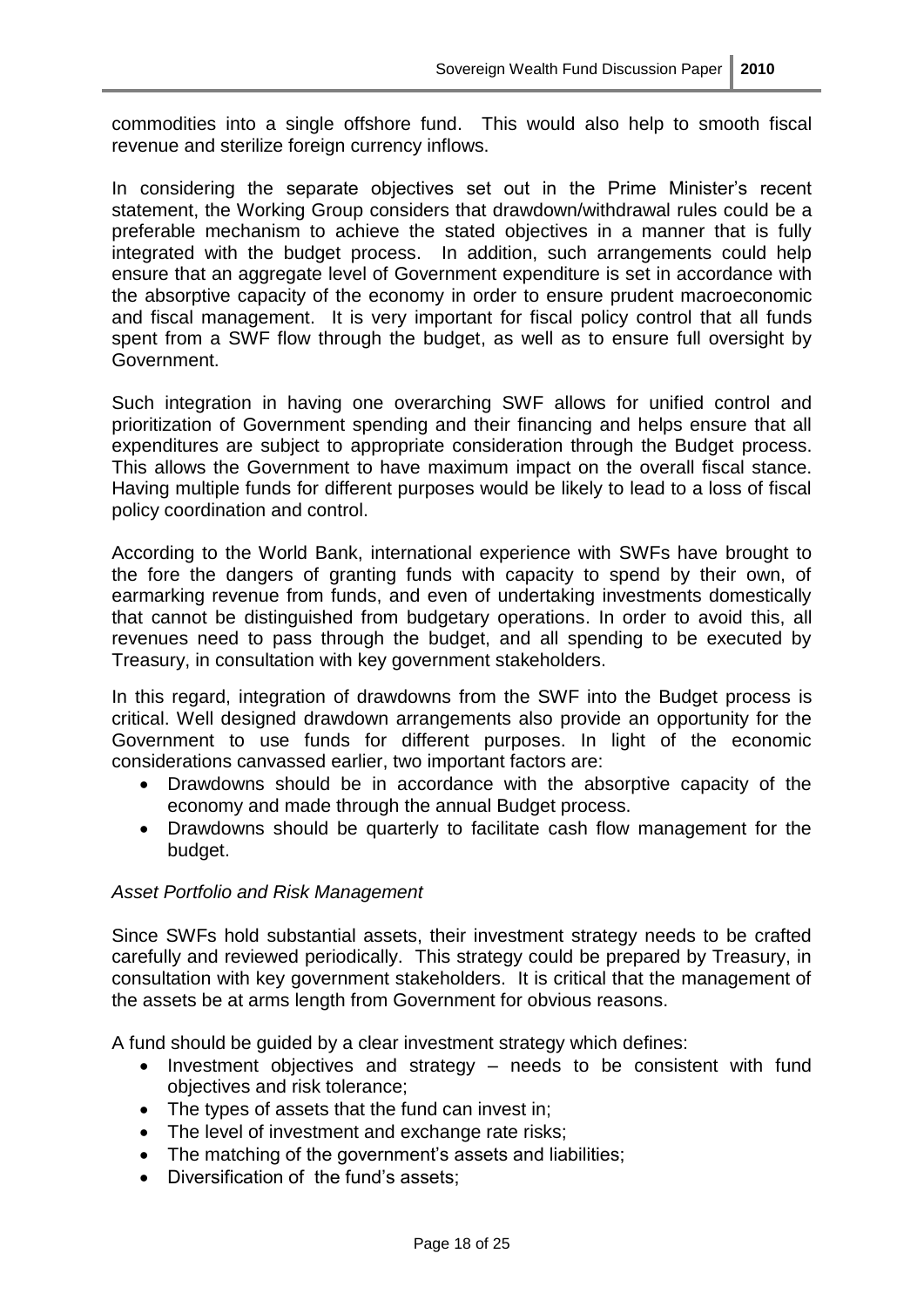commodities into a single offshore fund. This would also help to smooth fiscal revenue and sterilize foreign currency inflows.

In considering the separate objectives set out in the Prime Minister's recent statement, the Working Group considers that drawdown/withdrawal rules could be a preferable mechanism to achieve the stated objectives in a manner that is fully integrated with the budget process. In addition, such arrangements could help ensure that an aggregate level of Government expenditure is set in accordance with the absorptive capacity of the economy in order to ensure prudent macroeconomic and fiscal management. It is very important for fiscal policy control that all funds spent from a SWF flow through the budget, as well as to ensure full oversight by Government.

Such integration in having one overarching SWF allows for unified control and prioritization of Government spending and their financing and helps ensure that all expenditures are subject to appropriate consideration through the Budget process. This allows the Government to have maximum impact on the overall fiscal stance. Having multiple funds for different purposes would be likely to lead to a loss of fiscal policy coordination and control.

According to the World Bank, international experience with SWFs have brought to the fore the dangers of granting funds with capacity to spend by their own, of earmarking revenue from funds, and even of undertaking investments domestically that cannot be distinguished from budgetary operations. In order to avoid this, all revenues need to pass through the budget, and all spending to be executed by Treasury, in consultation with key government stakeholders.

In this regard, integration of drawdowns from the SWF into the Budget process is critical. Well designed drawdown arrangements also provide an opportunity for the Government to use funds for different purposes. In light of the economic considerations canvassed earlier, two important factors are:

- Drawdowns should be in accordance with the absorptive capacity of the economy and made through the annual Budget process.
- Drawdowns should be quarterly to facilitate cash flow management for the budget.

*Asset Portfolio and Risk Management*

Since SWFs hold substantial assets, their investment strategy needs to be crafted carefully and reviewed periodically. This strategy could be prepared by Treasury, in consultation with key government stakeholders. It is critical that the management of the assets be at arms length from Government for obvious reasons.

A fund should be guided by a clear investment strategy which defines:

- Investment objectives and strategy – needs to be consistent with fund objectives and risk tolerance;
- The types of assets that the fund can invest in;
- The level of investment and exchange rate risks;
- The matching of the government's assets and liabilities;
- Diversification of the fund's assets;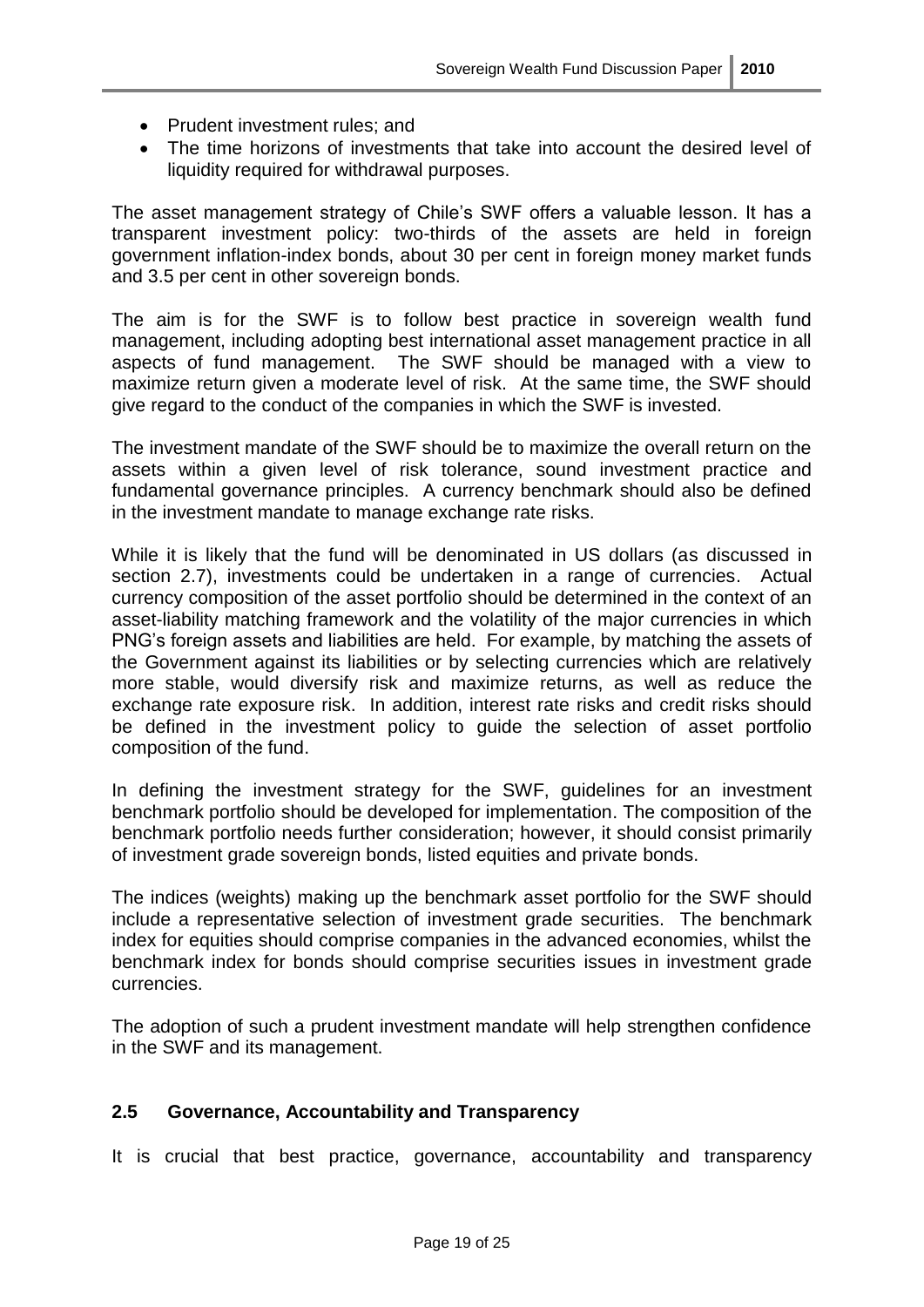- Prudent investment rules; and
- The time horizons of investments that take into account the desired level of liquidity required for withdrawal purposes.

The asset management strategy of Chile's SWF offers a valuable lesson. It has a transparent investment policy: two-thirds of the assets are held in foreign government inflation-index bonds, about 30 per cent in foreign money market funds and 3.5 per cent in other sovereign bonds.

The aim is for the SWF is to follow best practice in sovereign wealth fund management, including adopting best international asset management practice in all aspects of fund management. The SWF should be managed with a view to maximize return given a moderate level of risk. At the same time, the SWF should give regard to the conduct of the companies in which the SWF is invested.

The investment mandate of the SWF should be to maximize the overall return on the assets within a given level of risk tolerance, sound investment practice and fundamental governance principles. A currency benchmark should also be defined in the investment mandate to manage exchange rate risks.

While it is likely that the fund will be denominated in US dollars (as discussed in section 2.7), investments could be undertaken in a range of currencies. Actual currency composition of the asset portfolio should be determined in the context of an asset-liability matching framework and the volatility of the major currencies in which PNG's foreign assets and liabilities are held. For example, by matching the assets of the Government against its liabilities or by selecting currencies which are relatively more stable, would diversify risk and maximize returns, as well as reduce the exchange rate exposure risk. In addition, interest rate risks and credit risks should be defined in the investment policy to guide the selection of asset portfolio composition of the fund.

In defining the investment strategy for the SWF, guidelines for an investment benchmark portfolio should be developed for implementation. The composition of the benchmark portfolio needs further consideration; however, it should consist primarily of investment grade sovereign bonds, listed equities and private bonds.

The indices (weights) making up the benchmark asset portfolio for the SWF should include a representative selection of investment grade securities. The benchmark index for equities should comprise companies in the advanced economies, whilst the benchmark index for bonds should comprise securities issues in investment grade currencies.

The adoption of such a prudent investment mandate will help strengthen confidence in the SWF and its management.

## 2.5 Governance, Accountability and Transparency

It is crucial that best practice, governance, accountability and transparency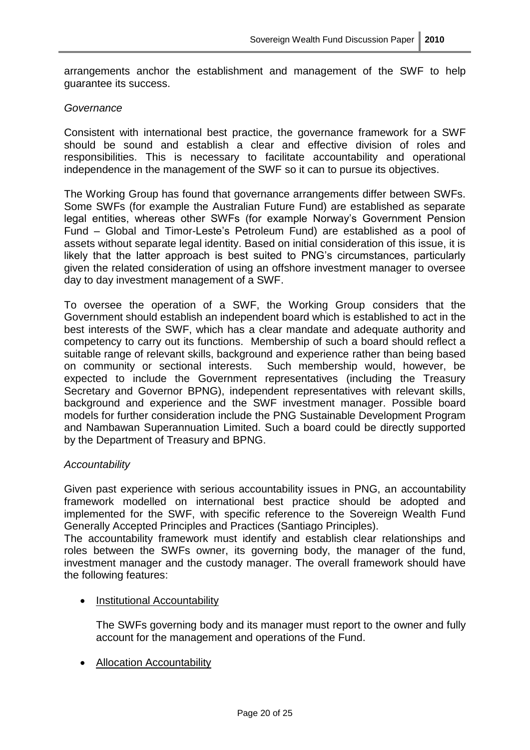arrangements anchor the establishment and management of the SWF to help guarantee its success.

*Governance*

Consistent with international best practice, the governance framework for a SWF should be sound and establish a clear and effective division of roles and responsibilities. This is necessary to facilitate accountability and operational independence in the management of the SWF so it can to pursue its objectives.

The Working Group has found that governance arrangements differ between SWFs. Some SWFs (for example the Australian Future Fund) are established as separate legal entities, whereas other SWFs (for example Norway's Government Pension Fund – Global and Timor-Leste's Petroleum Fund) are established as a pool of assets without separate legal identity. Based on initial consideration of this issue, it is likely that the latter approach is best suited to PNG's circumstances, particularly given the related consideration of using an offshore investment manager to oversee day to day investment management of a SWF.

To oversee the operation of a SWF, the Working Group considers that the Government should establish an independent board which is established to act in the best interests of the SWF, which has a clear mandate and adequate authority and competency to carry out its functions. Membership of such a board should reflect a suitable range of relevant skills, background and experience rather than being based on community or sectional interests. Such membership would, however, be expected to include the Government representatives (including the Treasury Secretary and Governor BPNG), independent representatives with relevant skills, background and experience and the SWF investment manager. Possible board models for further consideration include the PNG Sustainable Development Program and Nambawan Superannuation Limited. Such a board could be directly supported by the Department of Treasury and BPNG.

*Accountability*

Given past experience with serious accountability issues in PNG, an accountability framework modelled on international best practice should be adopted and implemented for the SWF, with specific reference to the Sovereign Wealth Fund Generally Accepted Principles and Practices (Santiago Principles).

The accountability framework must identify and establish clear relationships and roles between the SWFs owner, its governing body, the manager of the fund, investment manager and the custody manager. The overall framework should have the following features:

- Institutional Accountability

  The SWFs governing body and its manager must report to the owner and fully account for the management and operations of the Fund.

- Allocation Accountability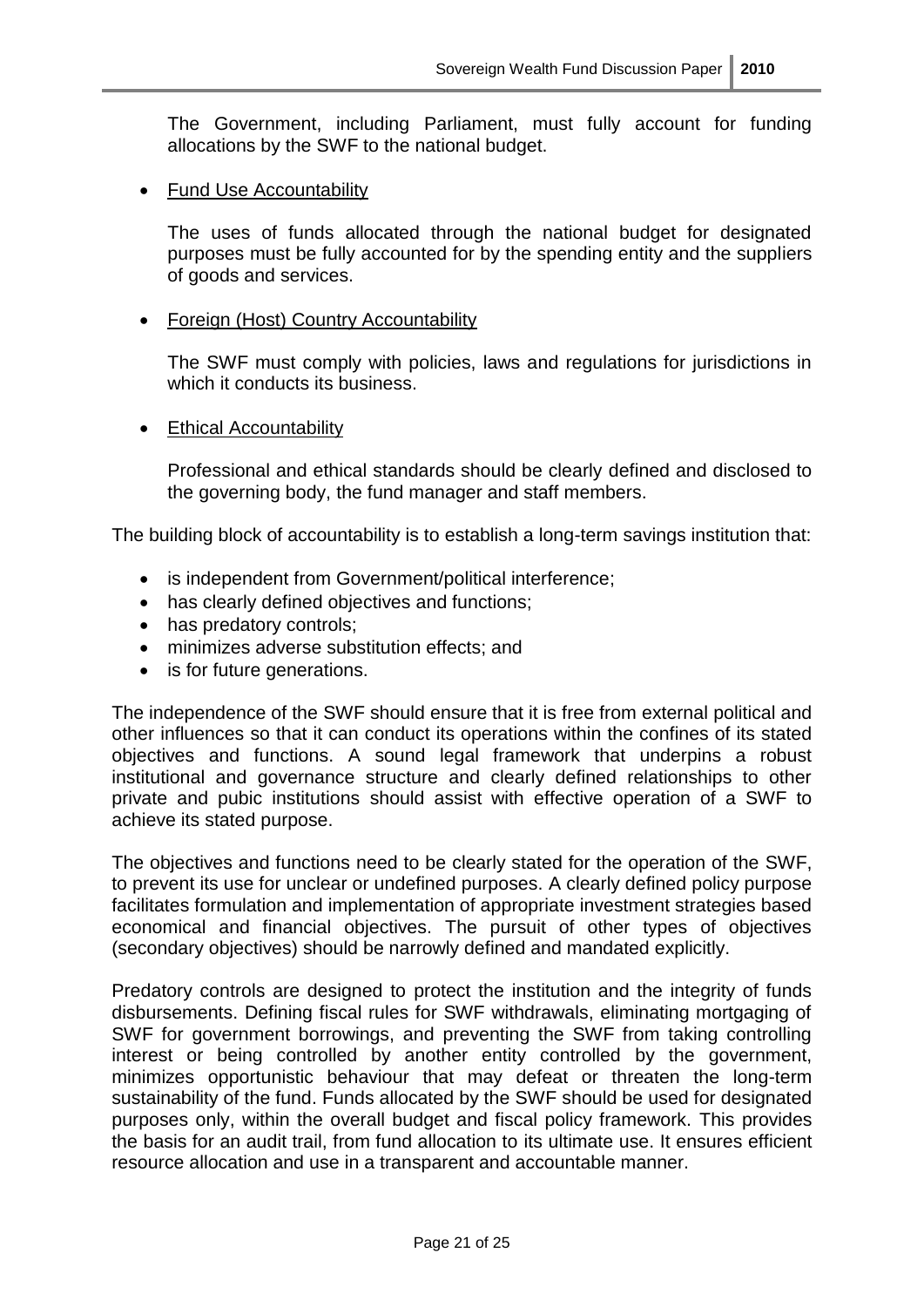The Government, including Parliament, must fully account for funding allocations by the SWF to the national budget.

- Fund Use Accountability

  The uses of funds allocated through the national budget for designated purposes must be fully accounted for by the spending entity and the suppliers of goods and services.

- Foreign (Host) Country Accountability

  The SWF must comply with policies, laws and regulations for jurisdictions in which it conducts its business.

- Ethical Accountability

  Professional and ethical standards should be clearly defined and disclosed to the governing body, the fund manager and staff members.

The building block of accountability is to establish a long-term savings institution that:

- is independent from Government/political interference;
- has clearly defined objectives and functions;
- has predatory controls;
- minimizes adverse substitution effects; and
- is for future generations.

The independence of the SWF should ensure that it is free from external political and other influences so that it can conduct its operations within the confines of its stated objectives and functions. A sound legal framework that underpins a robust institutional and governance structure and clearly defined relationships to other private and pubic institutions should assist with effective operation of a SWF to achieve its stated purpose.

The objectives and functions need to be clearly stated for the operation of the SWF, to prevent its use for unclear or undefined purposes. A clearly defined policy purpose facilitates formulation and implementation of appropriate investment strategies based economical and financial objectives. The pursuit of other types of objectives (secondary objectives) should be narrowly defined and mandated explicitly.

Predatory controls are designed to protect the institution and the integrity of funds disbursements. Defining fiscal rules for SWF withdrawals, eliminating mortgaging of SWF for government borrowings, and preventing the SWF from taking controlling interest or being controlled by another entity controlled by the government, minimizes opportunistic behaviour that may defeat or threaten the long-term sustainability of the fund. Funds allocated by the SWF should be used for designated purposes only, within the overall budget and fiscal policy framework. This provides the basis for an audit trail, from fund allocation to its ultimate use. It ensures efficient resource allocation and use in a transparent and accountable manner.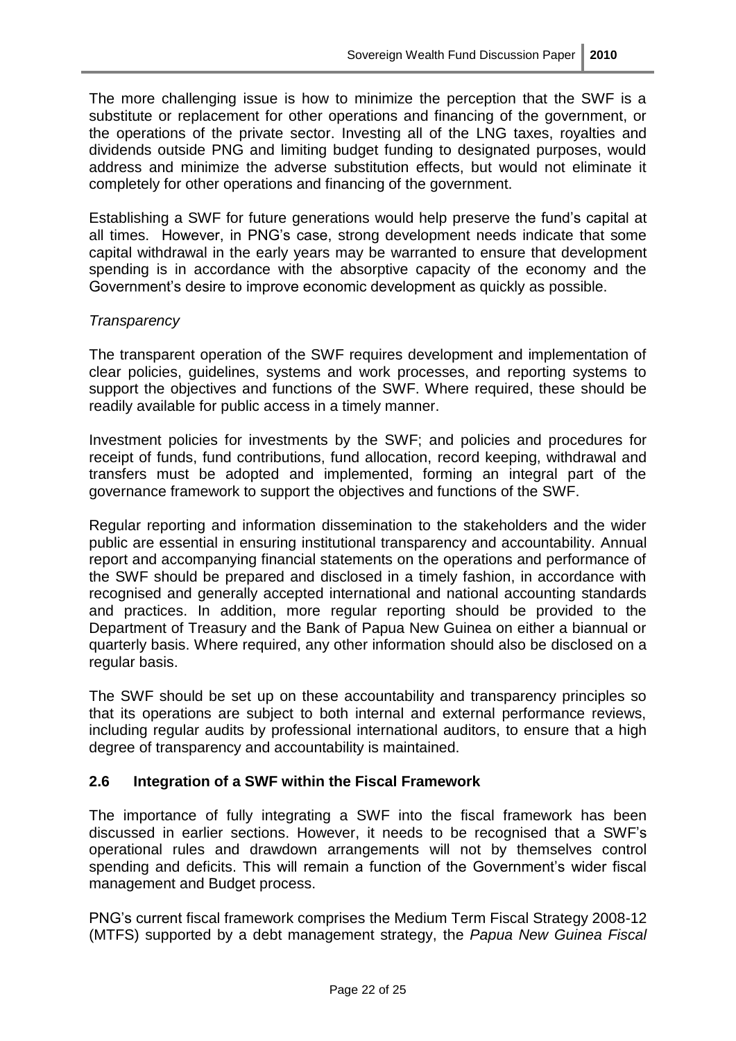The more challenging issue is how to minimize the perception that the SWF is a substitute or replacement for other operations and financing of the government, or the operations of the private sector. Investing all of the LNG taxes, royalties and dividends outside PNG and limiting budget funding to designated purposes, would address and minimize the adverse substitution effects, but would not eliminate it completely for other operations and financing of the government.

Establishing a SWF for future generations would help preserve the fund's capital at all times. However, in PNG's case, strong development needs indicate that some capital withdrawal in the early years may be warranted to ensure that development spending is in accordance with the absorptive capacity of the economy and the Government's desire to improve economic development as quickly as possible.

*Transparency*

The transparent operation of the SWF requires development and implementation of clear policies, guidelines, systems and work processes, and reporting systems to support the objectives and functions of the SWF. Where required, these should be readily available for public access in a timely manner.

Investment policies for investments by the SWF; and policies and procedures for receipt of funds, fund contributions, fund allocation, record keeping, withdrawal and transfers must be adopted and implemented, forming an integral part of the governance framework to support the objectives and functions of the SWF.

Regular reporting and information dissemination to the stakeholders and the wider public are essential in ensuring institutional transparency and accountability. Annual report and accompanying financial statements on the operations and performance of the SWF should be prepared and disclosed in a timely fashion, in accordance with recognised and generally accepted international and national accounting standards and practices. In addition, more regular reporting should be provided to the Department of Treasury and the Bank of Papua New Guinea on either a biannual or quarterly basis. Where required, any other information should also be disclosed on a regular basis.

The SWF should be set up on these accountability and transparency principles so that its operations are subject to both internal and external performance reviews, including regular audits by professional international auditors, to ensure that a high degree of transparency and accountability is maintained.

### 2.6 Integration of a SWF within the Fiscal Framework

The importance of fully integrating a SWF into the fiscal framework has been discussed in earlier sections. However, it needs to be recognised that a SWF's operational rules and drawdown arrangements will not by themselves control spending and deficits. This will remain a function of the Government's wider fiscal management and Budget process.

PNG's current fiscal framework comprises the Medium Term Fiscal Strategy 2008-12 (MTFS) supported by a debt management strategy, the *Papua New Guinea Fiscal*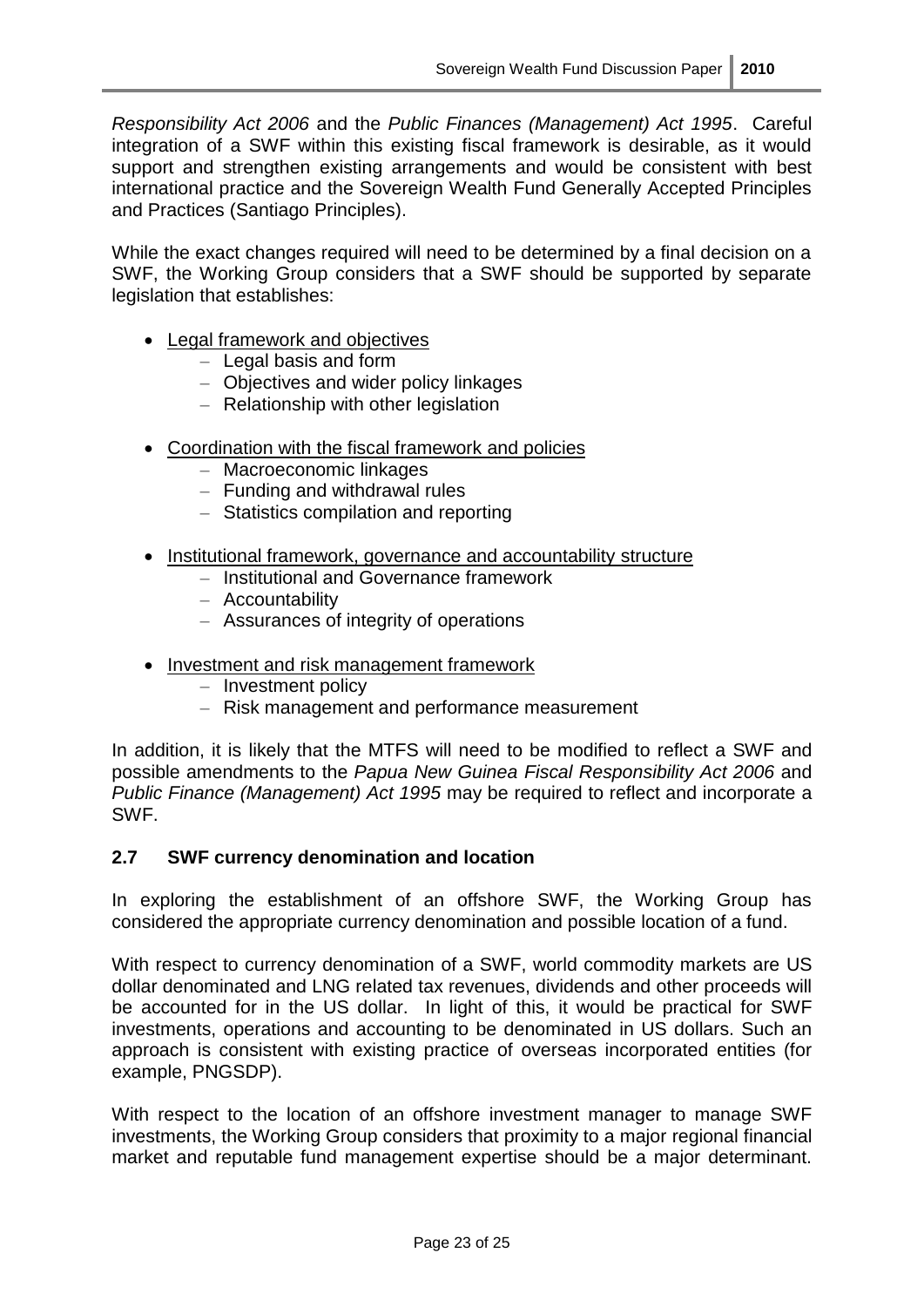*Responsibility Act 2006* and the *Public Finances (Management) Act 1995*. Careful integration of a SWF within this existing fiscal framework is desirable, as it would support and strengthen existing arrangements and would be consistent with best international practice and the Sovereign Wealth Fund Generally Accepted Principles and Practices (Santiago Principles).

While the exact changes required will need to be determined by a final decision on a SWF, the Working Group considers that a SWF should be supported by separate legislation that establishes:

- <u>Legal framework and objectives</u>
  - Legal basis and form
  - Objectives and wider policy linkages
  - Relationship with other legislation
- <u>Coordination with the fiscal framework and policies</u>
  - Macroeconomic linkages
  - Funding and withdrawal rules
  - Statistics compilation and reporting
- <u>Institutional framework, governance and accountability structure</u>
  - Institutional and Governance framework
  - Accountability
  - Assurances of integrity of operations
- <u>Investment and risk management framework</u>
  - Investment policy
  - Risk management and performance measurement

In addition, it is likely that the MTFS will need to be modified to reflect a SWF and possible amendments to the *Papua New Guinea Fiscal Responsibility Act 2006* and *Public Finance (Management) Act 1995* may be required to reflect and incorporate a SWF.

### 2.7 SWF currency denomination and location

In exploring the establishment of an offshore SWF, the Working Group has considered the appropriate currency denomination and possible location of a fund.

With respect to currency denomination of a SWF, world commodity markets are US dollar denominated and LNG related tax revenues, dividends and other proceeds will be accounted for in the US dollar. In light of this, it would be practical for SWF investments, operations and accounting to be denominated in US dollars. Such an approach is consistent with existing practice of overseas incorporated entities (for example, PNGSDP).

With respect to the location of an offshore investment manager to manage SWF investments, the Working Group considers that proximity to a major regional financial market and reputable fund management expertise should be a major determinant.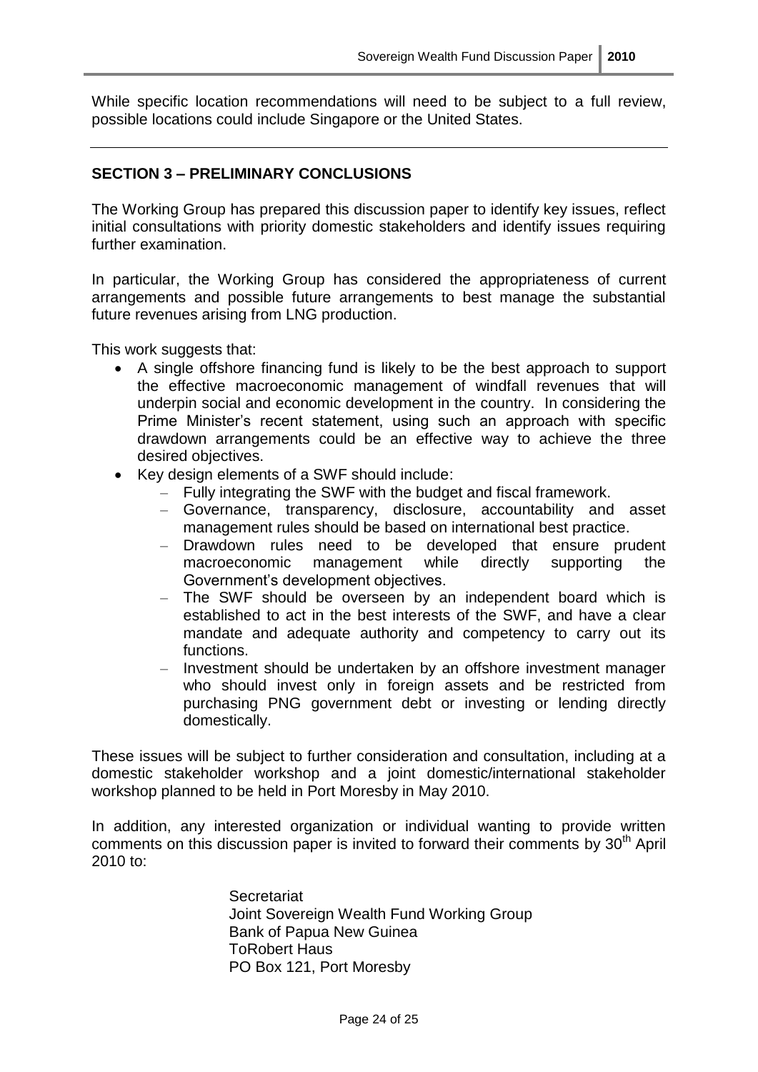While specific location recommendations will need to be subject to a full review, possible locations could include Singapore or the United States.

---

## SECTION 3 – PRELIMINARY CONCLUSIONS

The Working Group has prepared this discussion paper to identify key issues, reflect initial consultations with priority domestic stakeholders and identify issues requiring further examination.

In particular, the Working Group has considered the appropriateness of current arrangements and possible future arrangements to best manage the substantial future revenues arising from LNG production.

This work suggests that:

- A single offshore financing fund is likely to be the best approach to support the effective macroeconomic management of windfall revenues that will underpin social and economic development in the country. In considering the Prime Minister's recent statement, using such an approach with specific drawdown arrangements could be an effective way to achieve the three desired objectives.
- Key design elements of a SWF should include:
  - Fully integrating the SWF with the budget and fiscal framework.
  - Governance, transparency, disclosure, accountability and asset management rules should be based on international best practice.
  - Drawdown rules need to be developed that ensure prudent macroeconomic management while directly supporting the Government's development objectives.
  - The SWF should be overseen by an independent board which is established to act in the best interests of the SWF, and have a clear mandate and adequate authority and competency to carry out its functions.
  - Investment should be undertaken by an offshore investment manager who should invest only in foreign assets and be restricted from purchasing PNG government debt or investing or lending directly domestically.

These issues will be subject to further consideration and consultation, including at a domestic stakeholder workshop and a joint domestic/international stakeholder workshop planned to be held in Port Moresby in May 2010.

In addition, any interested organization or individual wanting to provide written comments on this discussion paper is invited to forward their comments by 30th April 2010 to:

Secretariat
Joint Sovereign Wealth Fund Working Group
Bank of Papua New Guinea
ToRobert Haus
PO Box 121, Port Moresby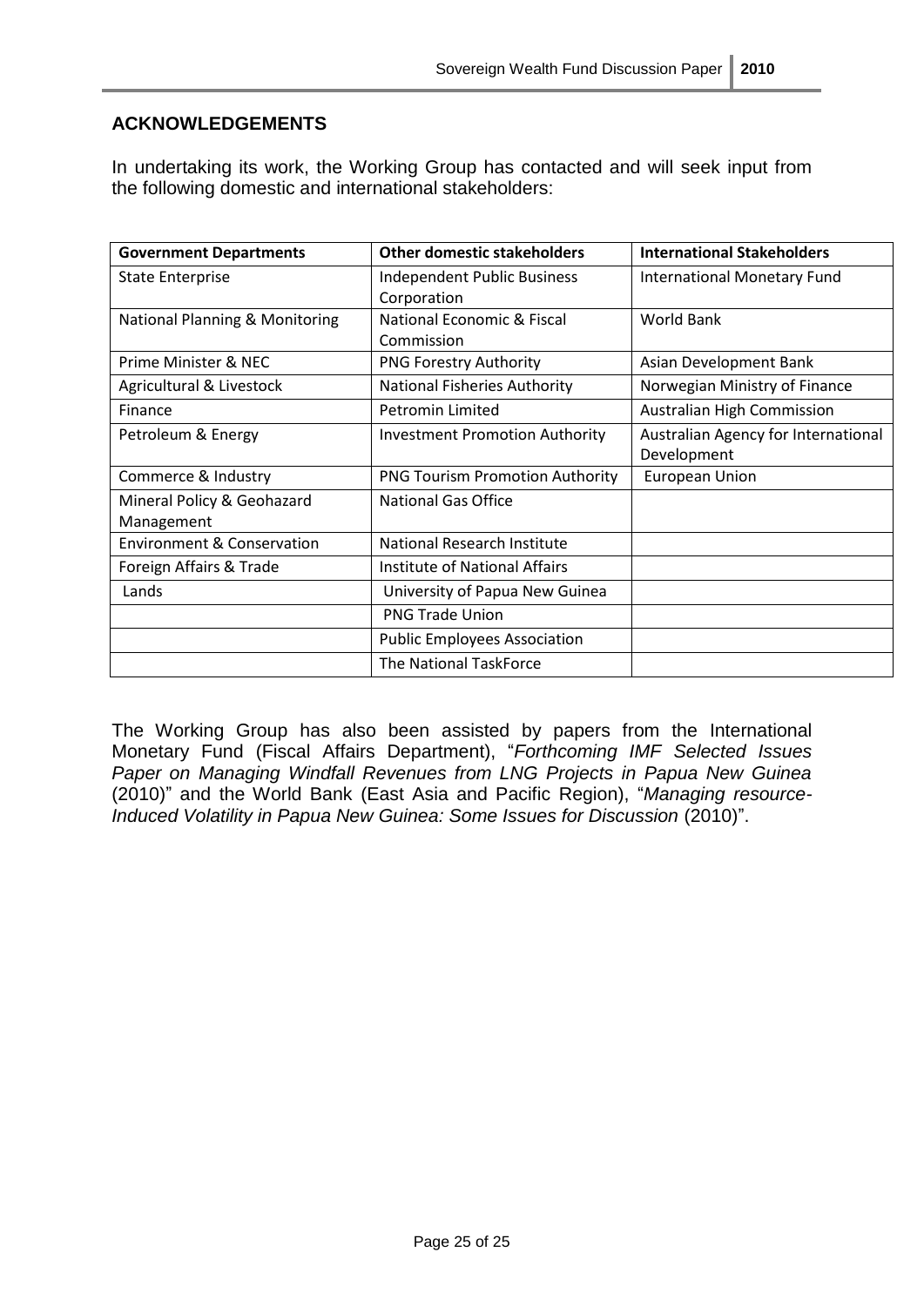## ACKNOWLEDGEMENTS

In undertaking its work, the Working Group has contacted and will seek input from the following domestic and international stakeholders:

| Government Departments | Other domestic stakeholders | International Stakeholders |
| --- | --- | --- |
| State Enterprise | Independent Public Business Corporation | International Monetary Fund |
| National Planning & Monitoring | National Economic & Fiscal Commission | World Bank |
| Prime Minister & NEC | PNG Forestry Authority | Asian Development Bank |
| Agricultural & Livestock | National Fisheries Authority | Norwegian Ministry of Finance |
| Finance | Petromin Limited | Australian High Commission |
| Petroleum & Energy | Investment Promotion Authority | Australian Agency for International Development |
| Commerce & Industry | PNG Tourism Promotion Authority | European Union |
| Mineral Policy & Geohazard Management | National Gas Office | |
| Environment & Conservation | National Research Institute | |
| Foreign Affairs & Trade | Institute of National Affairs | |
| Lands | University of Papua New Guinea | |
| | PNG Trade Union | |
| | Public Employees Association | |
| | The National TaskForce | |

The Working Group has also been assisted by papers from the International Monetary Fund (Fiscal Affairs Department), "*Forthcoming IMF Selected Issues Paper on Managing Windfall Revenues from LNG Projects in Papua New Guinea* (2010)" and the World Bank (East Asia and Pacific Region), "*Managing resource-Induced Volatility in Papua New Guinea: Some Issues for Discussion* (2010)".